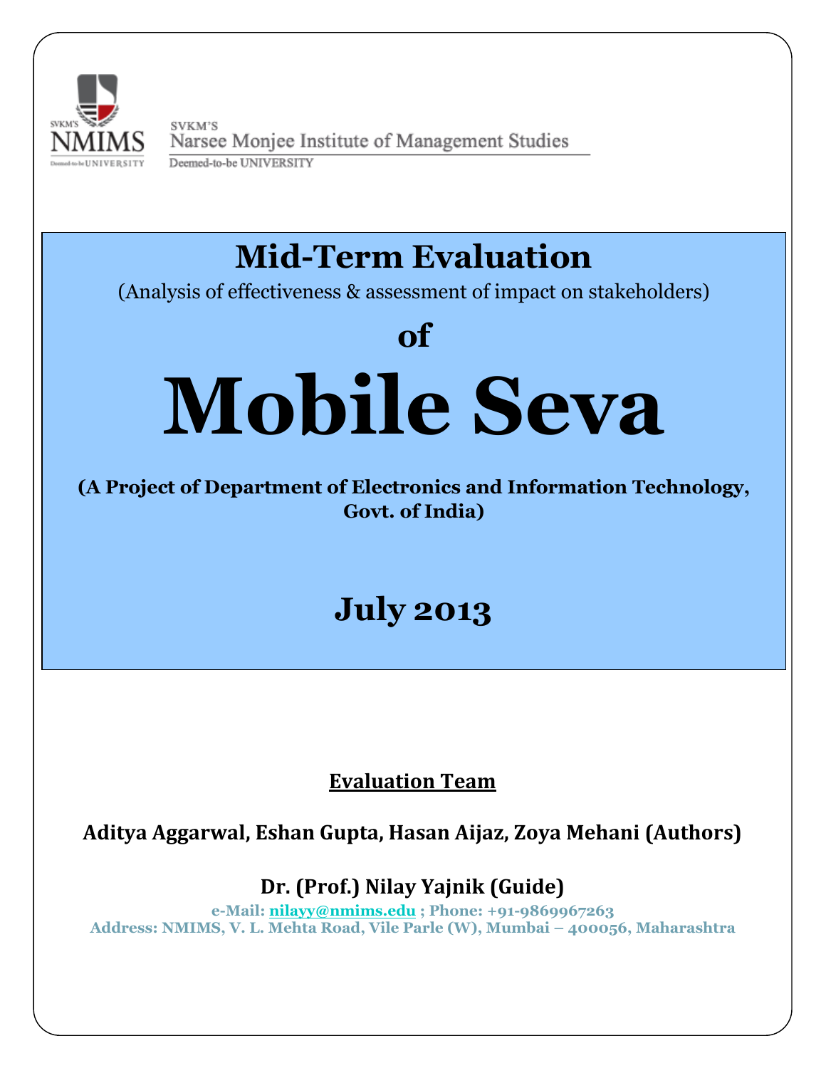SVKM'S NMIMS Deemed-to-be UNIVERSITY

SVKM'S
Narsee Monjee Institute of Management Studies
Deemed-to-be UNIVERSITY

# Mid-Term Evaluation

(Analysis of effectiveness & assessment of impact on stakeholders)

**of**

# Mobile Seva

**(A Project of Department of Electronics and Information Technology, Govt. of India)**

## July 2013

**Evaluation Team**

**Aditya Aggarwal, Eshan Gupta, Hasan Aijaz, Zoya Mehani (Authors)**

**Dr. (Prof.) Nilay Yajnik (Guide)**

**e-Mail: nilayy@nmims.edu ; Phone: +91-9869967263**
**Address: NMIMS, V. L. Mehta Road, Vile Parle (W), Mumbai – 400056, Maharashtra**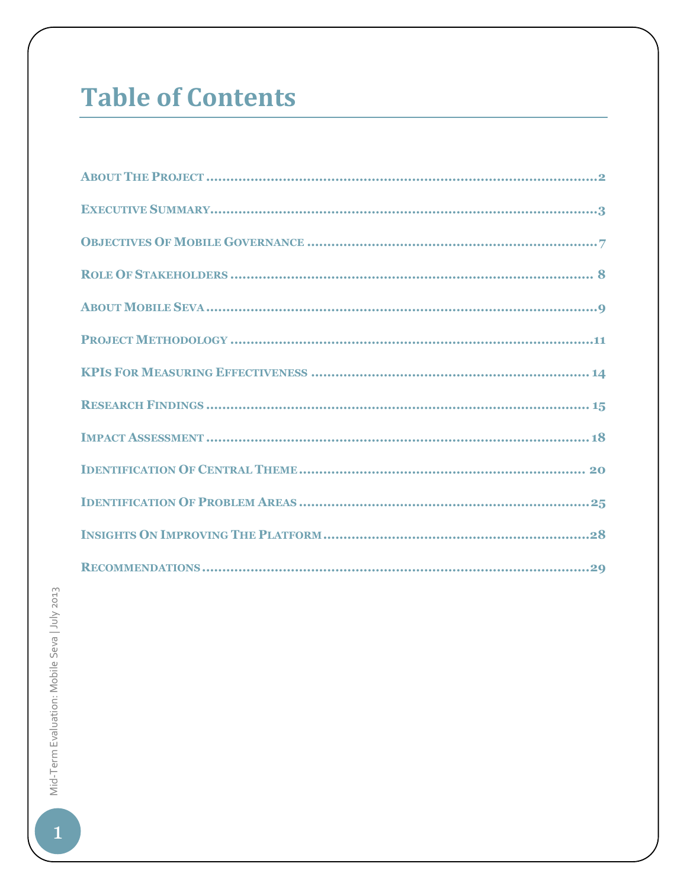# Table of Contents

| | |
|---|---|
| About The Project | 2 |
| Executive Summary | 3 |
| Objectives Of Mobile Governance | 7 |
| Role Of Stakeholders | 8 |
| About Mobile Seva | 9 |
| Project Methodology | 11 |
| KPIs For Measuring Effectiveness | 14 |
| Research Findings | 15 |
| Impact Assessment | 18 |
| Identification Of Central Theme | 20 |
| Identification Of Problem Areas | 25 |
| Insights On Improving The Platform | 28 |
| Recommendations | 29 |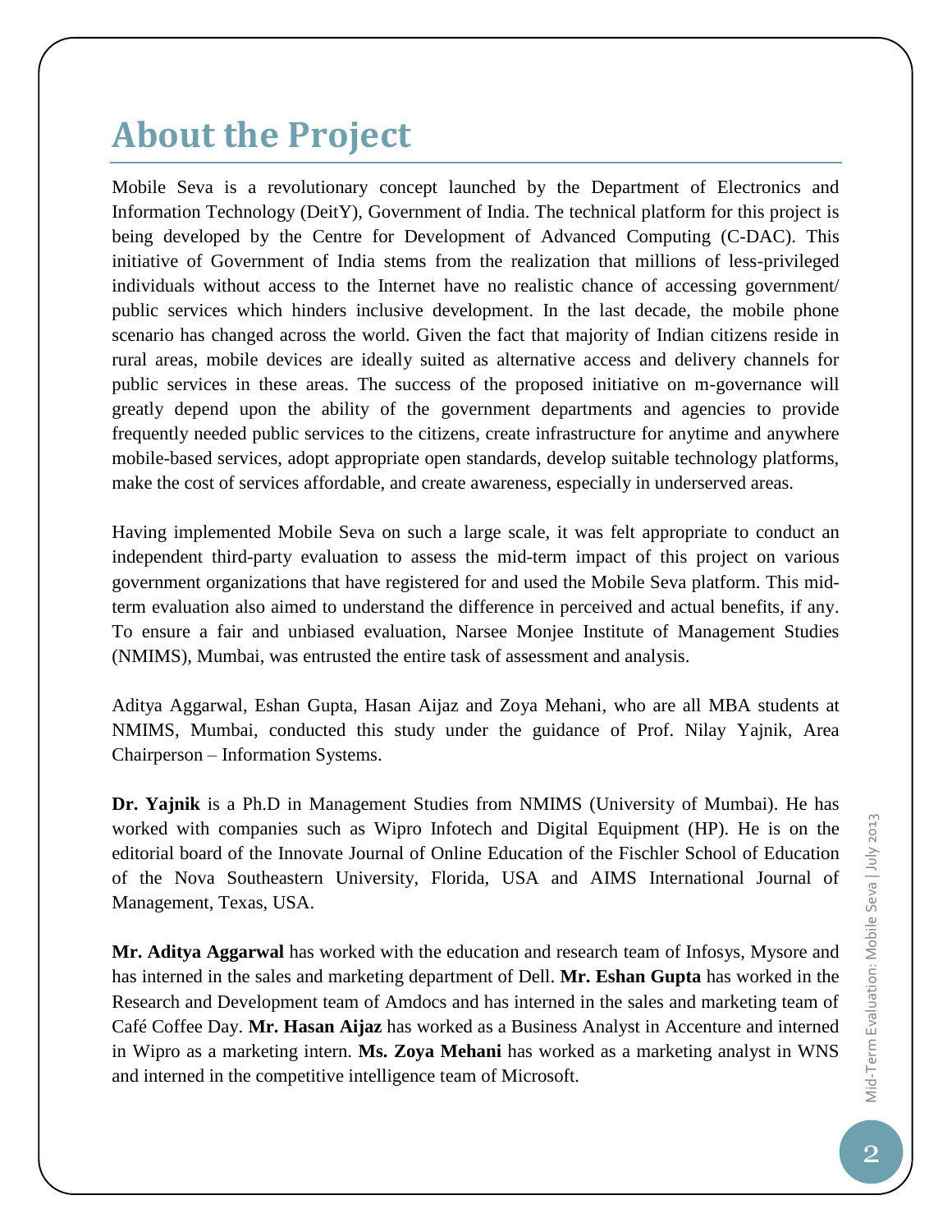# About the Project

Mobile Seva is a revolutionary concept launched by the Department of Electronics and Information Technology (DeitY), Government of India. The technical platform for this project is being developed by the Centre for Development of Advanced Computing (C-DAC). This initiative of Government of India stems from the realization that millions of less-privileged individuals without access to the Internet have no realistic chance of accessing government/ public services which hinders inclusive development. In the last decade, the mobile phone scenario has changed across the world. Given the fact that majority of Indian citizens reside in rural areas, mobile devices are ideally suited as alternative access and delivery channels for public services in these areas. The success of the proposed initiative on m-governance will greatly depend upon the ability of the government departments and agencies to provide frequently needed public services to the citizens, create infrastructure for anytime and anywhere mobile-based services, adopt appropriate open standards, develop suitable technology platforms, make the cost of services affordable, and create awareness, especially in underserved areas.

Having implemented Mobile Seva on such a large scale, it was felt appropriate to conduct an independent third-party evaluation to assess the mid-term impact of this project on various government organizations that have registered for and used the Mobile Seva platform. This mid-term evaluation also aimed to understand the difference in perceived and actual benefits, if any. To ensure a fair and unbiased evaluation, Narsee Monjee Institute of Management Studies (NMIMS), Mumbai, was entrusted the entire task of assessment and analysis.

Aditya Aggarwal, Eshan Gupta, Hasan Aijaz and Zoya Mehani, who are all MBA students at NMIMS, Mumbai, conducted this study under the guidance of Prof. Nilay Yajnik, Area Chairperson – Information Systems.

**Dr. Yajnik** is a Ph.D in Management Studies from NMIMS (University of Mumbai). He has worked with companies such as Wipro Infotech and Digital Equipment (HP). He is on the editorial board of the Innovate Journal of Online Education of the Fischler School of Education of the Nova Southeastern University, Florida, USA and AIMS International Journal of Management, Texas, USA.

**Mr. Aditya Aggarwal** has worked with the education and research team of Infosys, Mysore and has interned in the sales and marketing department of Dell. **Mr. Eshan Gupta** has worked in the Research and Development team of Amdocs and has interned in the sales and marketing team of Café Coffee Day. **Mr. Hasan Aijaz** has worked as a Business Analyst in Accenture and interned in Wipro as a marketing intern. **Ms. Zoya Mehani** has worked as a marketing analyst in WNS and interned in the competitive intelligence team of Microsoft.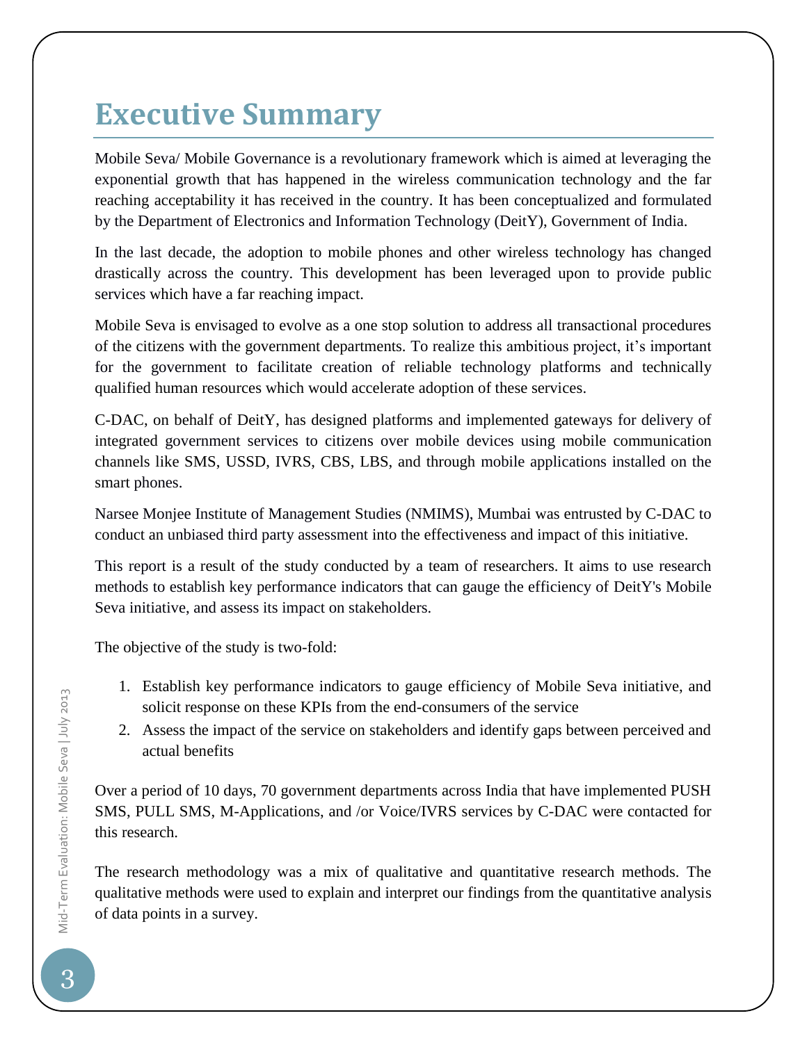# Executive Summary

Mobile Seva/ Mobile Governance is a revolutionary framework which is aimed at leveraging the exponential growth that has happened in the wireless communication technology and the far reaching acceptability it has received in the country. It has been conceptualized and formulated by the Department of Electronics and Information Technology (DeitY), Government of India.

In the last decade, the adoption to mobile phones and other wireless technology has changed drastically across the country. This development has been leveraged upon to provide public services which have a far reaching impact.

Mobile Seva is envisaged to evolve as a one stop solution to address all transactional procedures of the citizens with the government departments. To realize this ambitious project, it's important for the government to facilitate creation of reliable technology platforms and technically qualified human resources which would accelerate adoption of these services.

C-DAC, on behalf of DeitY, has designed platforms and implemented gateways for delivery of integrated government services to citizens over mobile devices using mobile communication channels like SMS, USSD, IVRS, CBS, LBS, and through mobile applications installed on the smart phones.

Narsee Monjee Institute of Management Studies (NMIMS), Mumbai was entrusted by C-DAC to conduct an unbiased third party assessment into the effectiveness and impact of this initiative.

This report is a result of the study conducted by a team of researchers. It aims to use research methods to establish key performance indicators that can gauge the efficiency of DeitY's Mobile Seva initiative, and assess its impact on stakeholders.

The objective of the study is two-fold:

1. Establish key performance indicators to gauge efficiency of Mobile Seva initiative, and solicit response on these KPIs from the end-consumers of the service
2. Assess the impact of the service on stakeholders and identify gaps between perceived and actual benefits

Over a period of 10 days, 70 government departments across India that have implemented PUSH SMS, PULL SMS, M-Applications, and /or Voice/IVRS services by C-DAC were contacted for this research.

The research methodology was a mix of qualitative and quantitative research methods. The qualitative methods were used to explain and interpret our findings from the quantitative analysis of data points in a survey.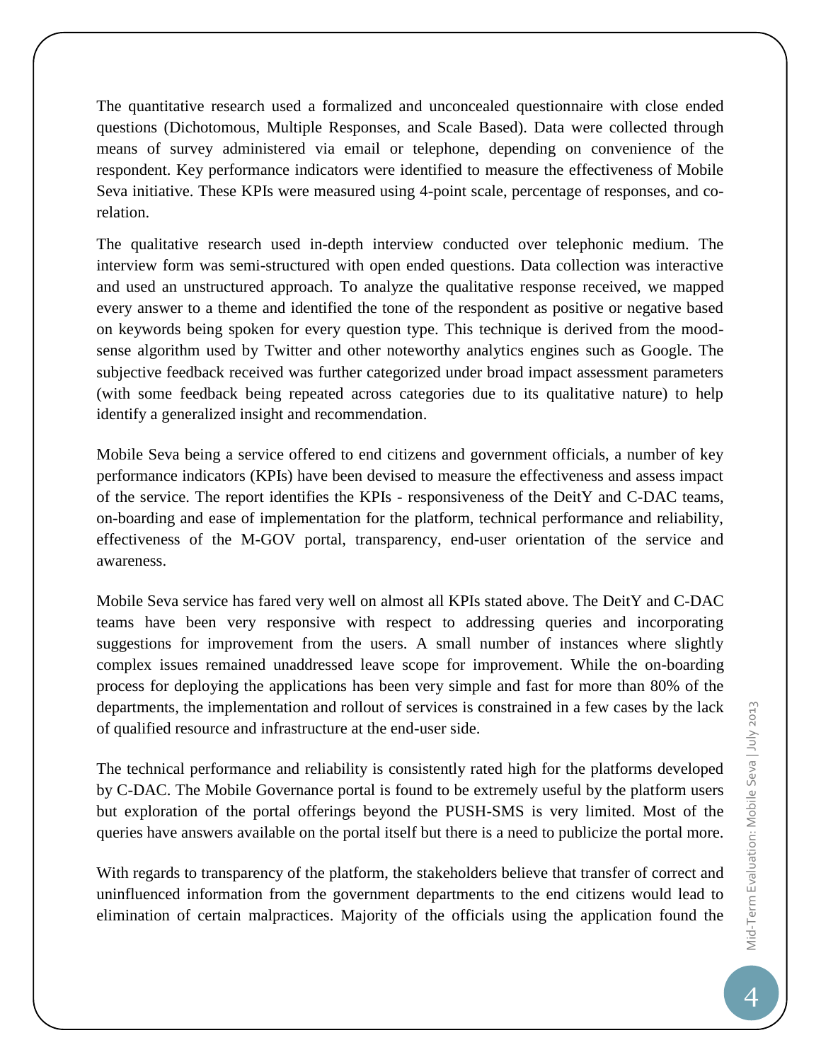The quantitative research used a formalized and unconcealed questionnaire with close ended questions (Dichotomous, Multiple Responses, and Scale Based). Data were collected through means of survey administered via email or telephone, depending on convenience of the respondent. Key performance indicators were identified to measure the effectiveness of Mobile Seva initiative. These KPIs were measured using 4-point scale, percentage of responses, and co-relation.

The qualitative research used in-depth interview conducted over telephonic medium. The interview form was semi-structured with open ended questions. Data collection was interactive and used an unstructured approach. To analyze the qualitative response received, we mapped every answer to a theme and identified the tone of the respondent as positive or negative based on keywords being spoken for every question type. This technique is derived from the mood-sense algorithm used by Twitter and other noteworthy analytics engines such as Google. The subjective feedback received was further categorized under broad impact assessment parameters (with some feedback being repeated across categories due to its qualitative nature) to help identify a generalized insight and recommendation.

Mobile Seva being a service offered to end citizens and government officials, a number of key performance indicators (KPIs) have been devised to measure the effectiveness and assess impact of the service. The report identifies the KPIs - responsiveness of the DeitY and C-DAC teams, on-boarding and ease of implementation for the platform, technical performance and reliability, effectiveness of the M-GOV portal, transparency, end-user orientation of the service and awareness.

Mobile Seva service has fared very well on almost all KPIs stated above. The DeitY and C-DAC teams have been very responsive with respect to addressing queries and incorporating suggestions for improvement from the users. A small number of instances where slightly complex issues remained unaddressed leave scope for improvement. While the on-boarding process for deploying the applications has been very simple and fast for more than 80% of the departments, the implementation and rollout of services is constrained in a few cases by the lack of qualified resource and infrastructure at the end-user side.

The technical performance and reliability is consistently rated high for the platforms developed by C-DAC. The Mobile Governance portal is found to be extremely useful by the platform users but exploration of the portal offerings beyond the PUSH-SMS is very limited. Most of the queries have answers available on the portal itself but there is a need to publicize the portal more.

With regards to transparency of the platform, the stakeholders believe that transfer of correct and uninfluenced information from the government departments to the end citizens would lead to elimination of certain malpractices. Majority of the officials using the application found the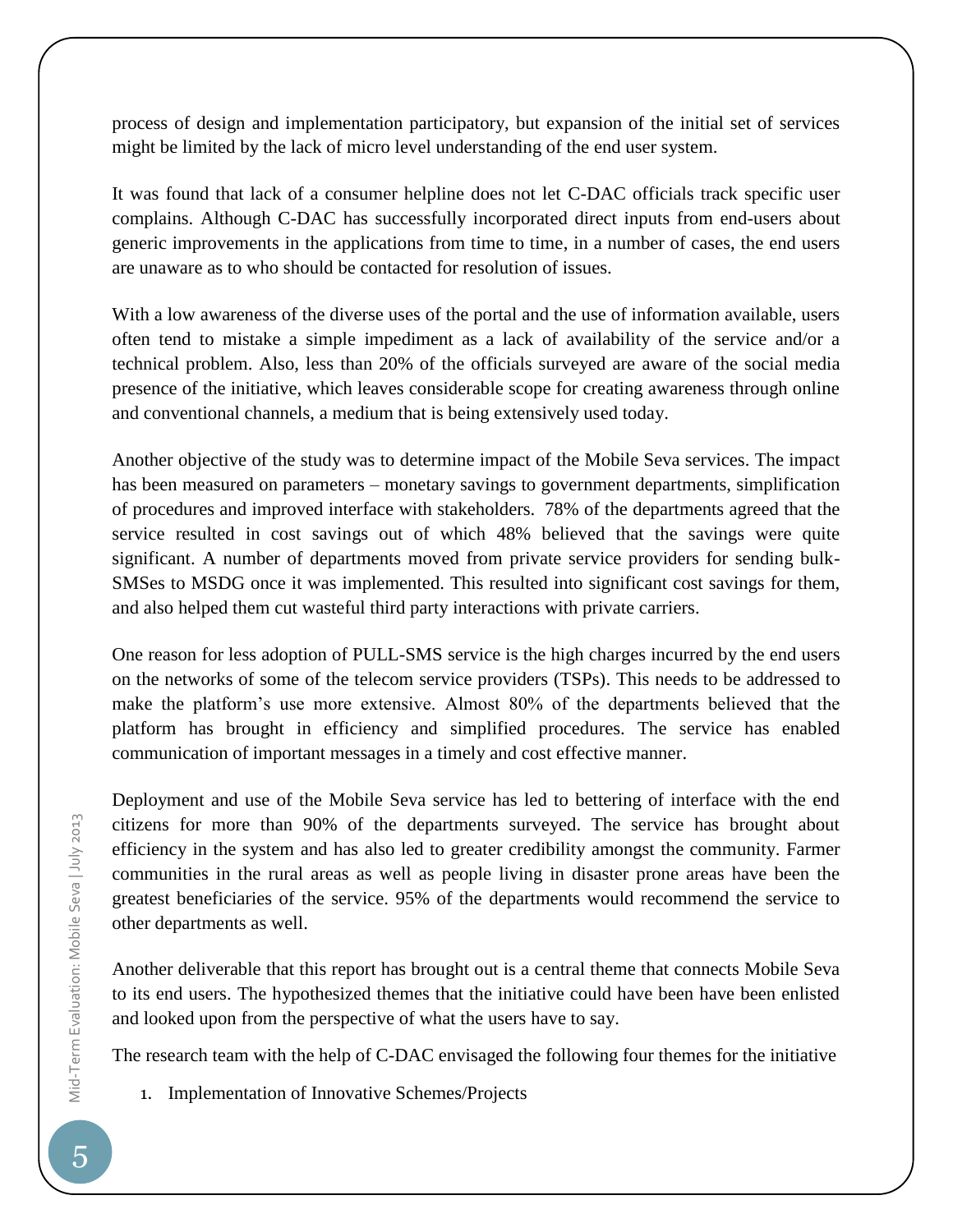process of design and implementation participatory, but expansion of the initial set of services might be limited by the lack of micro level understanding of the end user system.

It was found that lack of a consumer helpline does not let C-DAC officials track specific user complains. Although C-DAC has successfully incorporated direct inputs from end-users about generic improvements in the applications from time to time, in a number of cases, the end users are unaware as to who should be contacted for resolution of issues.

With a low awareness of the diverse uses of the portal and the use of information available, users often tend to mistake a simple impediment as a lack of availability of the service and/or a technical problem. Also, less than 20% of the officials surveyed are aware of the social media presence of the initiative, which leaves considerable scope for creating awareness through online and conventional channels, a medium that is being extensively used today.

Another objective of the study was to determine impact of the Mobile Seva services. The impact has been measured on parameters – monetary savings to government departments, simplification of procedures and improved interface with stakeholders. 78% of the departments agreed that the service resulted in cost savings out of which 48% believed that the savings were quite significant. A number of departments moved from private service providers for sending bulk-SMSes to MSDG once it was implemented. This resulted into significant cost savings for them, and also helped them cut wasteful third party interactions with private carriers.

One reason for less adoption of PULL-SMS service is the high charges incurred by the end users on the networks of some of the telecom service providers (TSPs). This needs to be addressed to make the platform's use more extensive. Almost 80% of the departments believed that the platform has brought in efficiency and simplified procedures. The service has enabled communication of important messages in a timely and cost effective manner.

Deployment and use of the Mobile Seva service has led to bettering of interface with the end citizens for more than 90% of the departments surveyed. The service has brought about efficiency in the system and has also led to greater credibility amongst the community. Farmer communities in the rural areas as well as people living in disaster prone areas have been the greatest beneficiaries of the service. 95% of the departments would recommend the service to other departments as well.

Another deliverable that this report has brought out is a central theme that connects Mobile Seva to its end users. The hypothesized themes that the initiative could have been have been enlisted and looked upon from the perspective of what the users have to say.

The research team with the help of C-DAC envisaged the following four themes for the initiative

1. Implementation of Innovative Schemes/Projects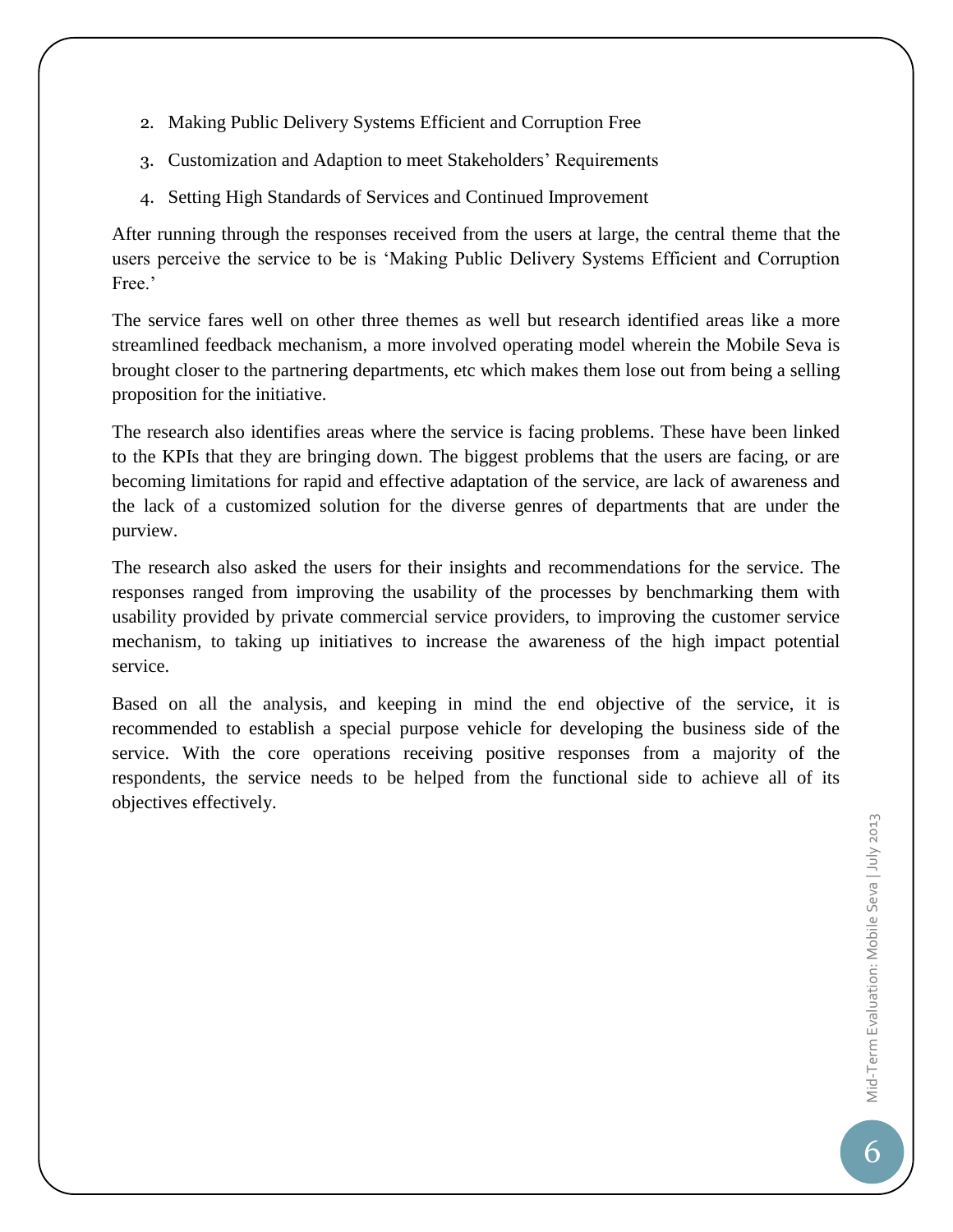2. Making Public Delivery Systems Efficient and Corruption Free
3. Customization and Adaption to meet Stakeholders' Requirements
4. Setting High Standards of Services and Continued Improvement

After running through the responses received from the users at large, the central theme that the users perceive the service to be is 'Making Public Delivery Systems Efficient and Corruption Free.'

The service fares well on other three themes as well but research identified areas like a more streamlined feedback mechanism, a more involved operating model wherein the Mobile Seva is brought closer to the partnering departments, etc which makes them lose out from being a selling proposition for the initiative.

The research also identifies areas where the service is facing problems. These have been linked to the KPIs that they are bringing down. The biggest problems that the users are facing, or are becoming limitations for rapid and effective adaptation of the service, are lack of awareness and the lack of a customized solution for the diverse genres of departments that are under the purview.

The research also asked the users for their insights and recommendations for the service. The responses ranged from improving the usability of the processes by benchmarking them with usability provided by private commercial service providers, to improving the customer service mechanism, to taking up initiatives to increase the awareness of the high impact potential service.

Based on all the analysis, and keeping in mind the end objective of the service, it is recommended to establish a special purpose vehicle for developing the business side of the service. With the core operations receiving positive responses from a majority of the respondents, the service needs to be helped from the functional side to achieve all of its objectives effectively.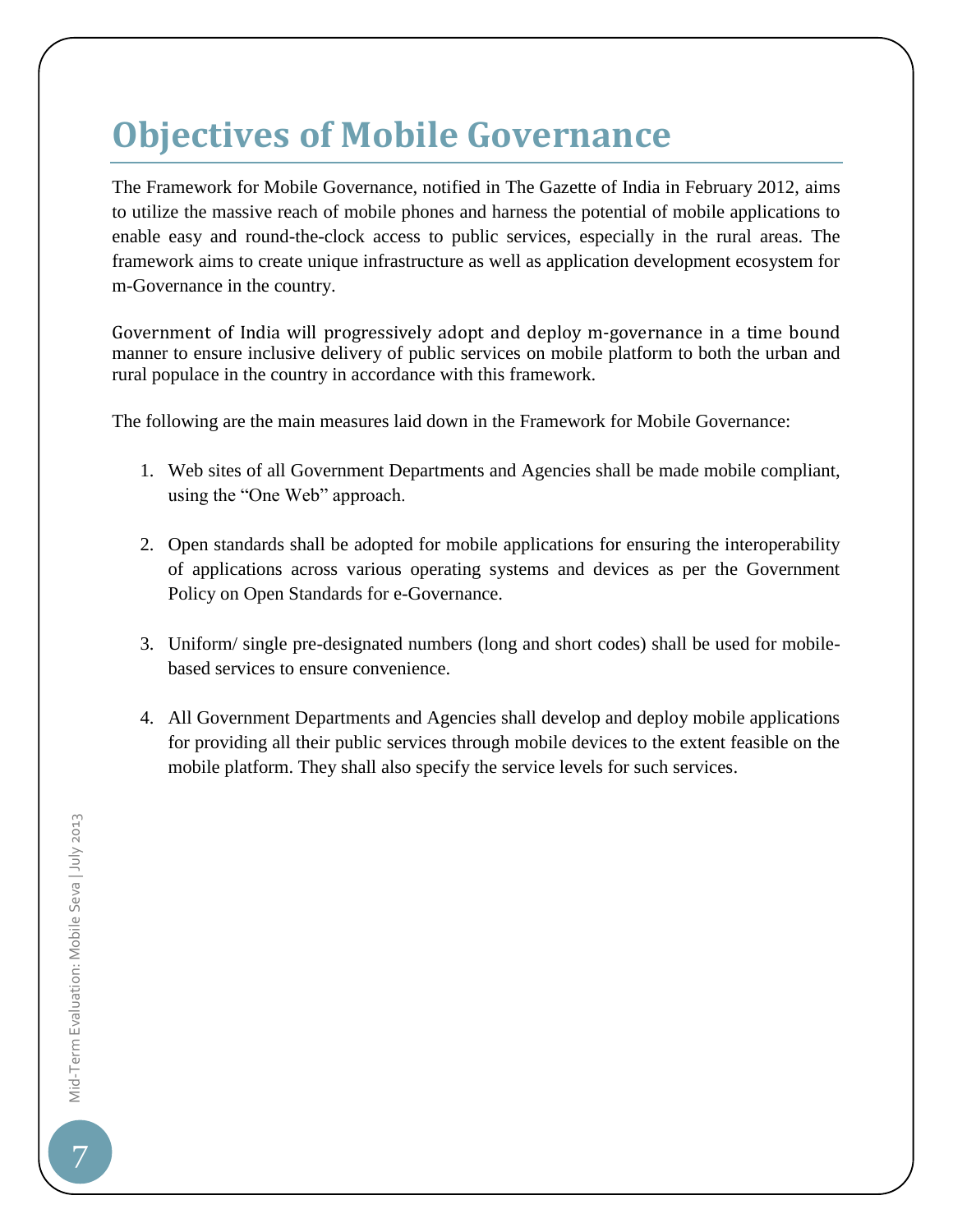# Objectives of Mobile Governance

The Framework for Mobile Governance, notified in The Gazette of India in February 2012, aims to utilize the massive reach of mobile phones and harness the potential of mobile applications to enable easy and round-the-clock access to public services, especially in the rural areas. The framework aims to create unique infrastructure as well as application development ecosystem for m-Governance in the country.

Government of India will progressively adopt and deploy m-governance in a time bound manner to ensure inclusive delivery of public services on mobile platform to both the urban and rural populace in the country in accordance with this framework.

The following are the main measures laid down in the Framework for Mobile Governance:

1. Web sites of all Government Departments and Agencies shall be made mobile compliant, using the "One Web" approach.

2. Open standards shall be adopted for mobile applications for ensuring the interoperability of applications across various operating systems and devices as per the Government Policy on Open Standards for e-Governance.

3. Uniform/ single pre-designated numbers (long and short codes) shall be used for mobile-based services to ensure convenience.

4. All Government Departments and Agencies shall develop and deploy mobile applications for providing all their public services through mobile devices to the extent feasible on the mobile platform. They shall also specify the service levels for such services.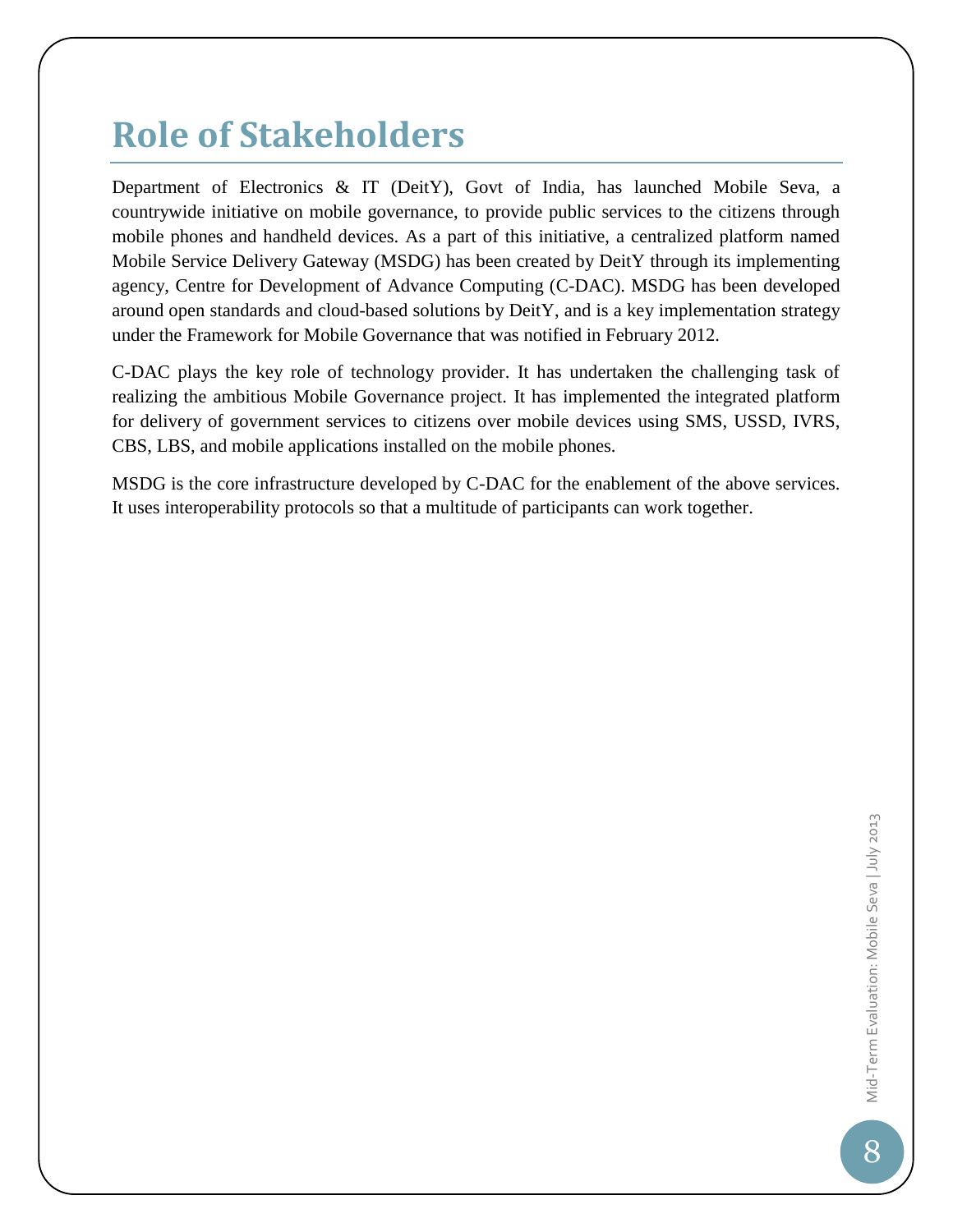# Role of Stakeholders

Department of Electronics & IT (DeitY), Govt of India, has launched Mobile Seva, a countrywide initiative on mobile governance, to provide public services to the citizens through mobile phones and handheld devices. As a part of this initiative, a centralized platform named Mobile Service Delivery Gateway (MSDG) has been created by DeitY through its implementing agency, Centre for Development of Advance Computing (C-DAC). MSDG has been developed around open standards and cloud-based solutions by DeitY, and is a key implementation strategy under the Framework for Mobile Governance that was notified in February 2012.

C-DAC plays the key role of technology provider. It has undertaken the challenging task of realizing the ambitious Mobile Governance project. It has implemented the integrated platform for delivery of government services to citizens over mobile devices using SMS, USSD, IVRS, CBS, LBS, and mobile applications installed on the mobile phones.

MSDG is the core infrastructure developed by C-DAC for the enablement of the above services. It uses interoperability protocols so that a multitude of participants can work together.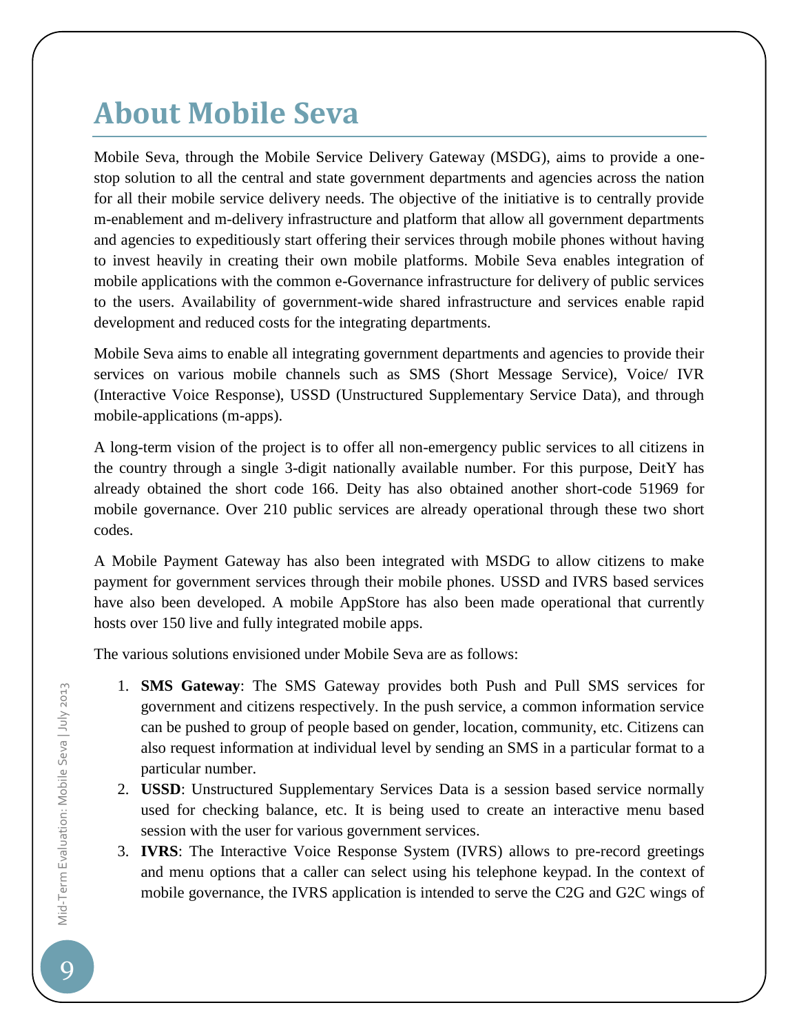# About Mobile Seva

Mobile Seva, through the Mobile Service Delivery Gateway (MSDG), aims to provide a one-stop solution to all the central and state government departments and agencies across the nation for all their mobile service delivery needs. The objective of the initiative is to centrally provide m-enablement and m-delivery infrastructure and platform that allow all government departments and agencies to expeditiously start offering their services through mobile phones without having to invest heavily in creating their own mobile platforms. Mobile Seva enables integration of mobile applications with the common e-Governance infrastructure for delivery of public services to the users. Availability of government-wide shared infrastructure and services enable rapid development and reduced costs for the integrating departments.

Mobile Seva aims to enable all integrating government departments and agencies to provide their services on various mobile channels such as SMS (Short Message Service), Voice/ IVR (Interactive Voice Response), USSD (Unstructured Supplementary Service Data), and through mobile-applications (m-apps).

A long-term vision of the project is to offer all non-emergency public services to all citizens in the country through a single 3-digit nationally available number. For this purpose, DeitY has already obtained the short code 166. Deity has also obtained another short-code 51969 for mobile governance. Over 210 public services are already operational through these two short codes.

A Mobile Payment Gateway has also been integrated with MSDG to allow citizens to make payment for government services through their mobile phones. USSD and IVRS based services have also been developed. A mobile AppStore has also been made operational that currently hosts over 150 live and fully integrated mobile apps.

The various solutions envisioned under Mobile Seva are as follows:

1. **SMS Gateway**: The SMS Gateway provides both Push and Pull SMS services for government and citizens respectively. In the push service, a common information service can be pushed to group of people based on gender, location, community, etc. Citizens can also request information at individual level by sending an SMS in a particular format to a particular number.
2. **USSD**: Unstructured Supplementary Services Data is a session based service normally used for checking balance, etc. It is being used to create an interactive menu based session with the user for various government services.
3. **IVRS**: The Interactive Voice Response System (IVRS) allows to pre-record greetings and menu options that a caller can select using his telephone keypad. In the context of mobile governance, the IVRS application is intended to serve the C2G and G2C wings of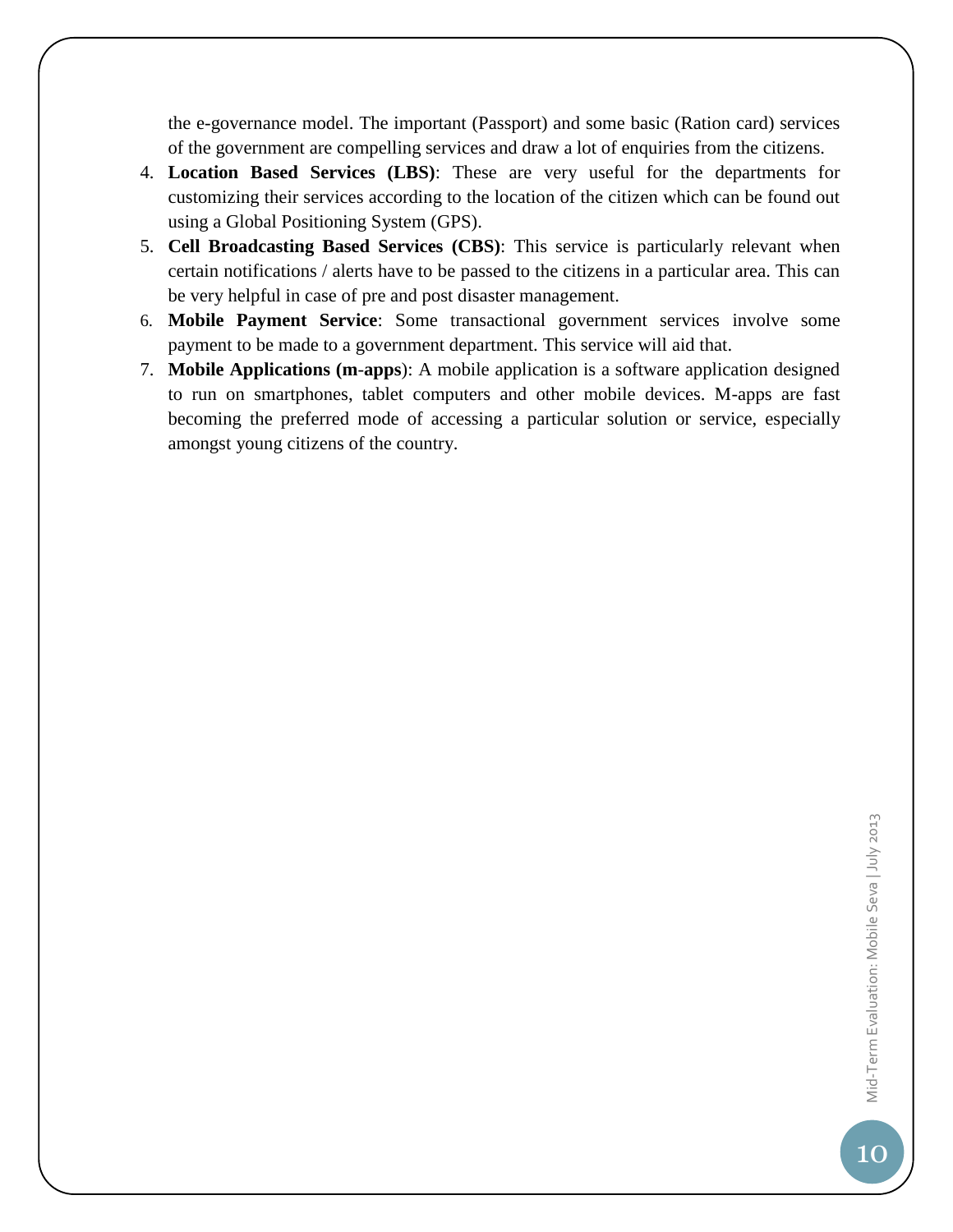the e-governance model. The important (Passport) and some basic (Ration card) services of the government are compelling services and draw a lot of enquiries from the citizens.

4. **Location Based Services (LBS)**: These are very useful for the departments for customizing their services according to the location of the citizen which can be found out using a Global Positioning System (GPS).
5. **Cell Broadcasting Based Services (CBS)**: This service is particularly relevant when certain notifications / alerts have to be passed to the citizens in a particular area. This can be very helpful in case of pre and post disaster management.
6. **Mobile Payment Service**: Some transactional government services involve some payment to be made to a government department. This service will aid that.
7. **Mobile Applications (m-apps**): A mobile application is a software application designed to run on smartphones, tablet computers and other mobile devices. M-apps are fast becoming the preferred mode of accessing a particular solution or service, especially amongst young citizens of the country.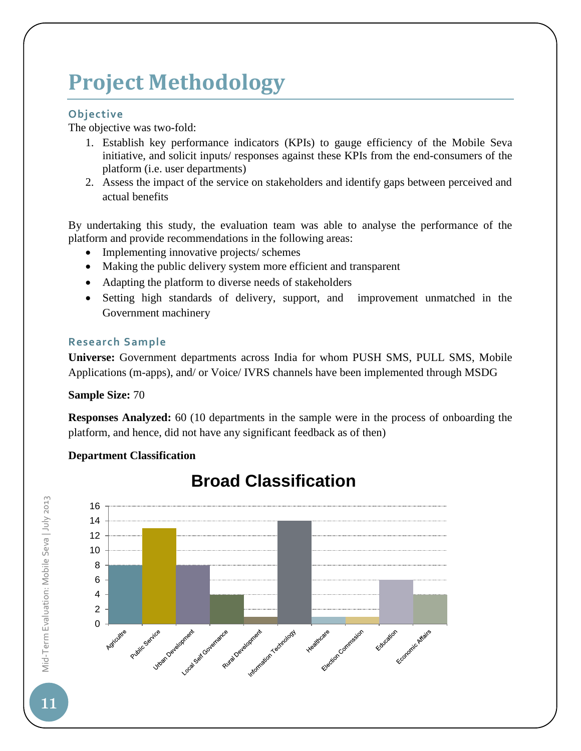# Project Methodology

### Objective

The objective was two-fold:

1. Establish key performance indicators (KPIs) to gauge efficiency of the Mobile Seva initiative, and solicit inputs/ responses against these KPIs from the end-consumers of the platform (i.e. user departments)
2. Assess the impact of the service on stakeholders and identify gaps between perceived and actual benefits

By undertaking this study, the evaluation team was able to analyse the performance of the platform and provide recommendations in the following areas:

- Implementing innovative projects/ schemes
- Making the public delivery system more efficient and transparent
- Adapting the platform to diverse needs of stakeholders
- Setting high standards of delivery, support, and improvement unmatched in the Government machinery

### Research Sample

**Universe:** Government departments across India for whom PUSH SMS, PULL SMS, Mobile Applications (m-apps), and/ or Voice/ IVRS channels have been implemented through MSDG

**Sample Size:** 70

**Responses Analyzed:** 60 (10 departments in the sample were in the process of onboarding the platform, and hence, did not have any significant feedback as of then)

**Department Classification**

**Broad Classification**

| Department | Count |
| --- | --- |
| Agricultre | 8 |
| Public Service | 13 |
| Urban Development | 8 |
| Local Self Governance | 4 |
| Rural Development | 1 |
| Information Technology | 14 |
| Healthcare | 1 |
| Election Commssion | 1 |
| Education | 6 |
| Economic Affairs | 4 |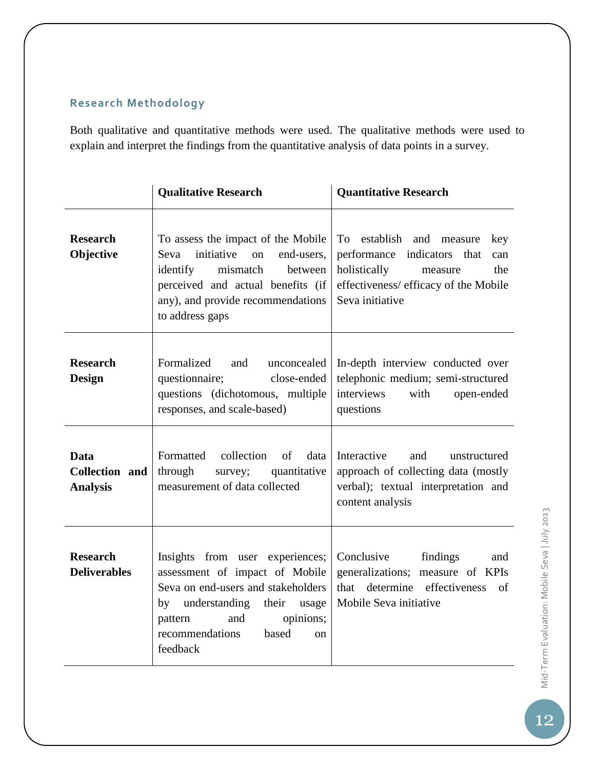### Research Methodology

Both qualitative and quantitative methods were used. The qualitative methods were used to explain and interpret the findings from the quantitative analysis of data points in a survey.

| | Qualitative Research | Quantitative Research |
|---|---|---|
| **Research Objective** | To assess the impact of the Mobile Seva initiative on end-users, identify mismatch between perceived and actual benefits (if any), and provide recommendations to address gaps | To establish and measure key performance indicators that can holistically measure the effectiveness/ efficacy of the Mobile Seva initiative |
| **Research Design** | Formalized and unconcealed questionnaire; close-ended questions (dichotomous, multiple responses, and scale-based) | In-depth interview conducted over telephonic medium; semi-structured interviews with open-ended questions |
| **Data Collection and Analysis** | Formatted collection of data through survey; quantitative measurement of data collected | Interactive and unstructured approach of collecting data (mostly verbal); textual interpretation and content analysis |
| **Research Deliverables** | Insights from user experiences; assessment of impact of Mobile Seva on end-users and stakeholders by understanding their usage pattern and opinions; recommendations based on feedback | Conclusive findings and generalizations; measure of KPIs that determine effectiveness of Mobile Seva initiative |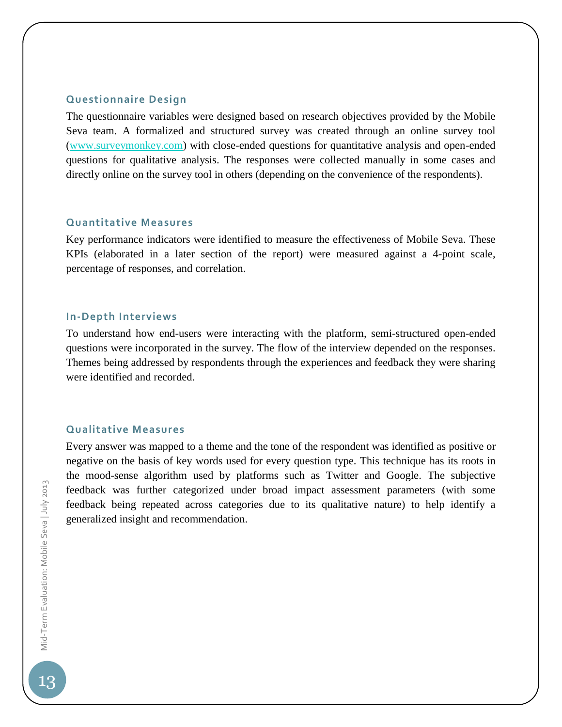### Questionnaire Design

The questionnaire variables were designed based on research objectives provided by the Mobile Seva team. A formalized and structured survey was created through an online survey tool (www.surveymonkey.com) with close-ended questions for quantitative analysis and open-ended questions for qualitative analysis. The responses were collected manually in some cases and directly online on the survey tool in others (depending on the convenience of the respondents).

### Quantitative Measures

Key performance indicators were identified to measure the effectiveness of Mobile Seva. These KPIs (elaborated in a later section of the report) were measured against a 4-point scale, percentage of responses, and correlation.

### In-Depth Interviews

To understand how end-users were interacting with the platform, semi-structured open-ended questions were incorporated in the survey. The flow of the interview depended on the responses. Themes being addressed by respondents through the experiences and feedback they were sharing were identified and recorded.

### Qualitative Measures

Every answer was mapped to a theme and the tone of the respondent was identified as positive or negative on the basis of key words used for every question type. This technique has its roots in the mood-sense algorithm used by platforms such as Twitter and Google. The subjective feedback was further categorized under broad impact assessment parameters (with some feedback being repeated across categories due to its qualitative nature) to help identify a generalized insight and recommendation.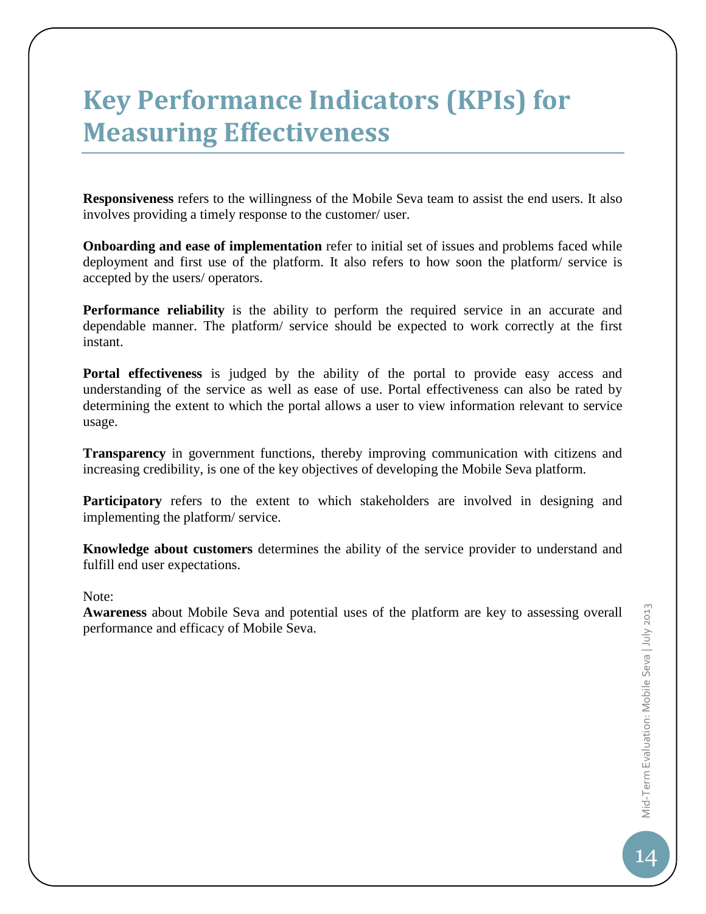# Key Performance Indicators (KPIs) for Measuring Effectiveness

**Responsiveness** refers to the willingness of the Mobile Seva team to assist the end users. It also involves providing a timely response to the customer/ user.

**Onboarding and ease of implementation** refer to initial set of issues and problems faced while deployment and first use of the platform. It also refers to how soon the platform/ service is accepted by the users/ operators.

**Performance reliability** is the ability to perform the required service in an accurate and dependable manner. The platform/ service should be expected to work correctly at the first instant.

**Portal effectiveness** is judged by the ability of the portal to provide easy access and understanding of the service as well as ease of use. Portal effectiveness can also be rated by determining the extent to which the portal allows a user to view information relevant to service usage.

**Transparency** in government functions, thereby improving communication with citizens and increasing credibility, is one of the key objectives of developing the Mobile Seva platform.

**Participatory** refers to the extent to which stakeholders are involved in designing and implementing the platform/ service.

**Knowledge about customers** determines the ability of the service provider to understand and fulfill end user expectations.

Note:
**Awareness** about Mobile Seva and potential uses of the platform are key to assessing overall performance and efficacy of Mobile Seva.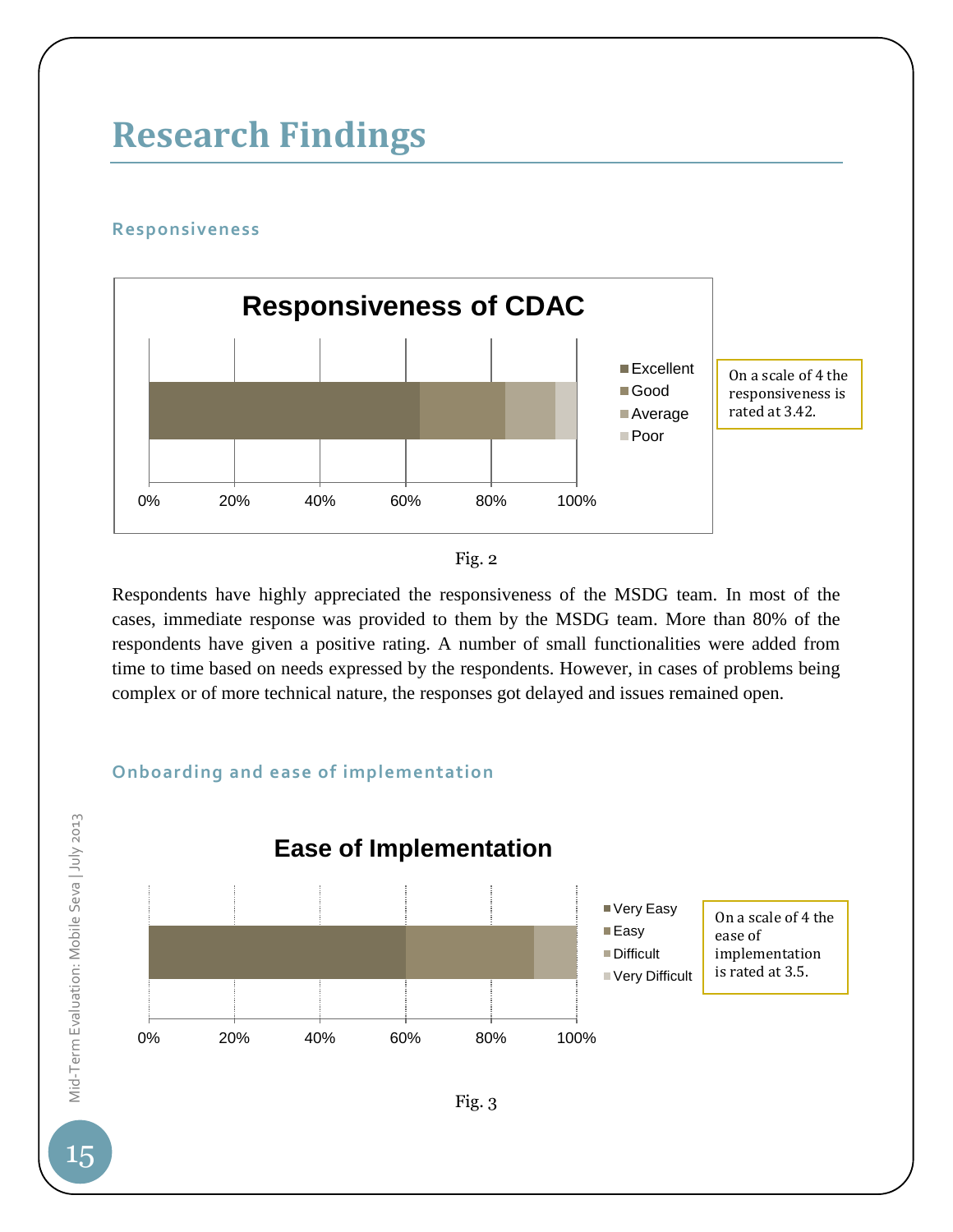# Research Findings

### Responsiveness

**Responsiveness of CDAC**

Legend: Excellent, Good, Average, Poor

0% 20% 40% 60% 80% 100%

On a scale of 4 the responsiveness is rated at 3.42.

Fig. 2

Respondents have highly appreciated the responsiveness of the MSDG team. In most of the cases, immediate response was provided to them by the MSDG team. More than 80% of the respondents have given a positive rating. A number of small functionalities were added from time to time based on needs expressed by the respondents. However, in cases of problems being complex or of more technical nature, the responses got delayed and issues remained open.

### Onboarding and ease of implementation

**Ease of Implementation**

Legend: Very Easy, Easy, Difficult, Very Difficult

0% 20% 40% 60% 80% 100%

On a scale of 4 the ease of implementation is rated at 3.5.

Fig. 3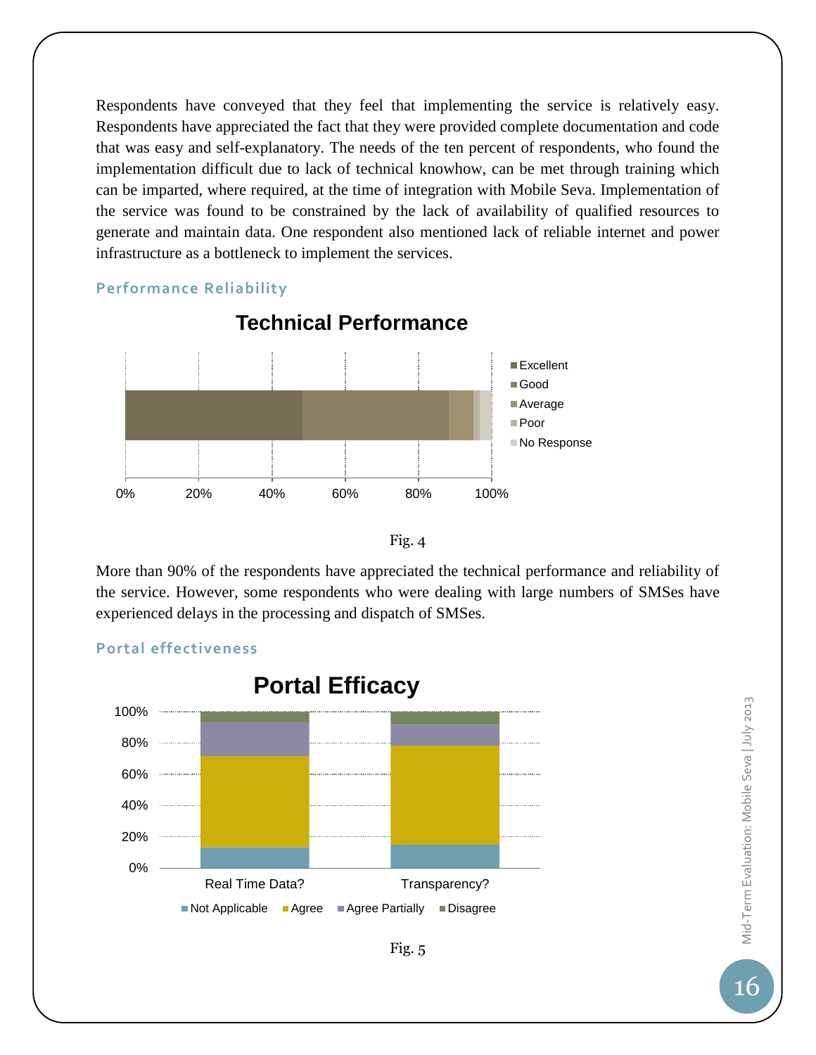Respondents have conveyed that they feel that implementing the service is relatively easy. Respondents have appreciated the fact that they were provided complete documentation and code that was easy and self-explanatory. The needs of the ten percent of respondents, who found the implementation difficult due to lack of technical knowhow, can be met through training which can be imparted, where required, at the time of integration with Mobile Seva. Implementation of the service was found to be constrained by the lack of availability of qualified resources to generate and maintain data. One respondent also mentioned lack of reliable internet and power infrastructure as a bottleneck to implement the services.

### Performance Reliability

**Technical Performance**

Excellent · Good · Average · Poor · No Response

0% 20% 40% 60% 80% 100%

Fig. 4

More than 90% of the respondents have appreciated the technical performance and reliability of the service. However, some respondents who were dealing with large numbers of SMSes have experienced delays in the processing and dispatch of SMSes.

### Portal effectiveness

**Portal Efficacy**

100% 80% 60% 40% 20% 0%

Real Time Data? Transparency?

Not Applicable · Agree · Agree Partially · Disagree

Fig. 5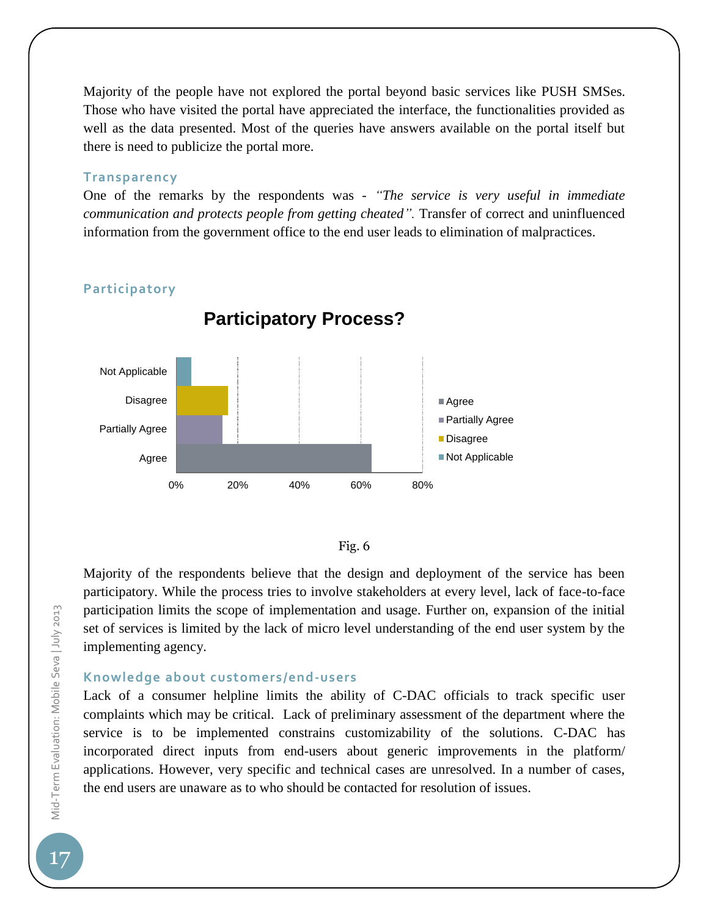Majority of the people have not explored the portal beyond basic services like PUSH SMSes. Those who have visited the portal have appreciated the interface, the functionalities provided as well as the data presented. Most of the queries have answers available on the portal itself but there is need to publicize the portal more.

### Transparency

One of the remarks by the respondents was - *"The service is very useful in immediate communication and protects people from getting cheated".* Transfer of correct and uninfluenced information from the government office to the end user leads to elimination of malpractices.

### Participatory

**Participatory Process?**

Fig. 6

Majority of the respondents believe that the design and deployment of the service has been participatory. While the process tries to involve stakeholders at every level, lack of face-to-face participation limits the scope of implementation and usage. Further on, expansion of the initial set of services is limited by the lack of micro level understanding of the end user system by the implementing agency.

### Knowledge about customers/end-users

Lack of a consumer helpline limits the ability of C-DAC officials to track specific user complaints which may be critical. Lack of preliminary assessment of the department where the service is to be implemented constrains customizability of the solutions. C-DAC has incorporated direct inputs from end-users about generic improvements in the platform/ applications. However, very specific and technical cases are unresolved. In a number of cases, the end users are unaware as to who should be contacted for resolution of issues.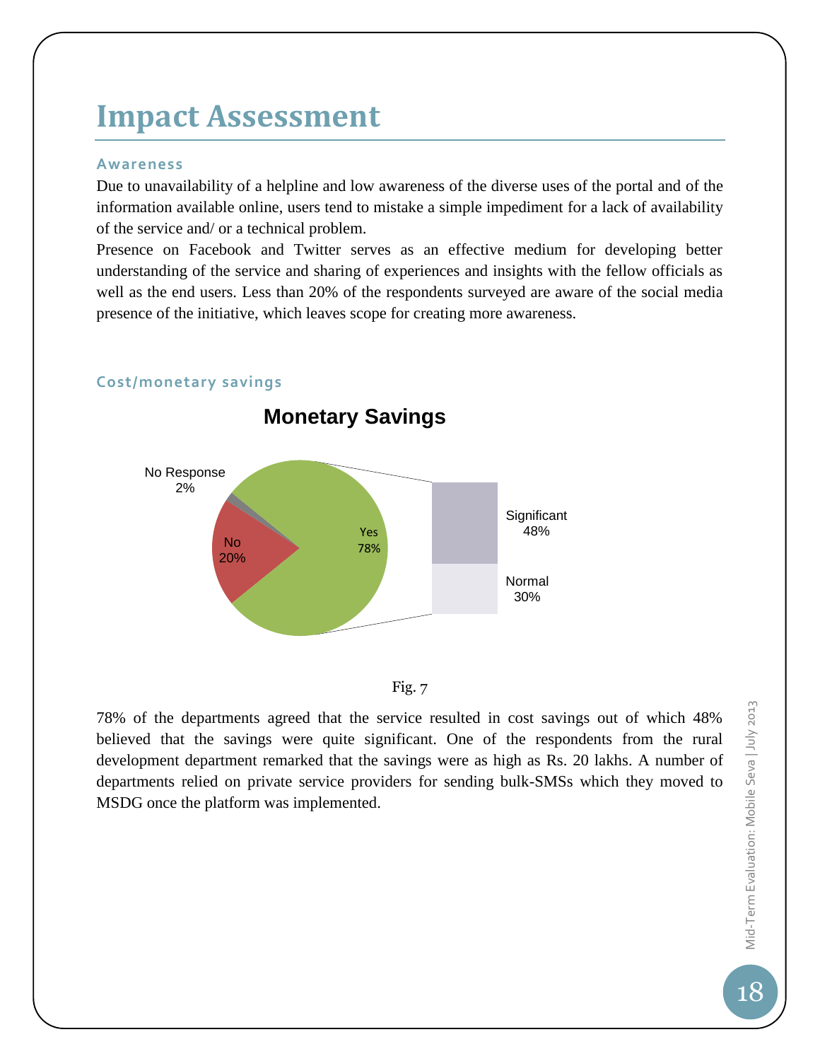# Impact Assessment

### Awareness

Due to unavailability of a helpline and low awareness of the diverse uses of the portal and of the information available online, users tend to mistake a simple impediment for a lack of availability of the service and/ or a technical problem.

Presence on Facebook and Twitter serves as an effective medium for developing better understanding of the service and sharing of experiences and insights with the fellow officials as well as the end users. Less than 20% of the respondents surveyed are aware of the social media presence of the initiative, which leaves scope for creating more awareness.

### Cost/monetary savings

**Monetary Savings**

| Response | Share |
|---|---|
| Yes | 78% |
| No | 20% |
| No Response | 2% |

| Yes breakdown | Share |
|---|---|
| Significant | 48% |
| Normal | 30% |

Fig. 7

78% of the departments agreed that the service resulted in cost savings out of which 48% believed that the savings were quite significant. One of the respondents from the rural development department remarked that the savings were as high as Rs. 20 lakhs. A number of departments relied on private service providers for sending bulk-SMSs which they moved to MSDG once the platform was implemented.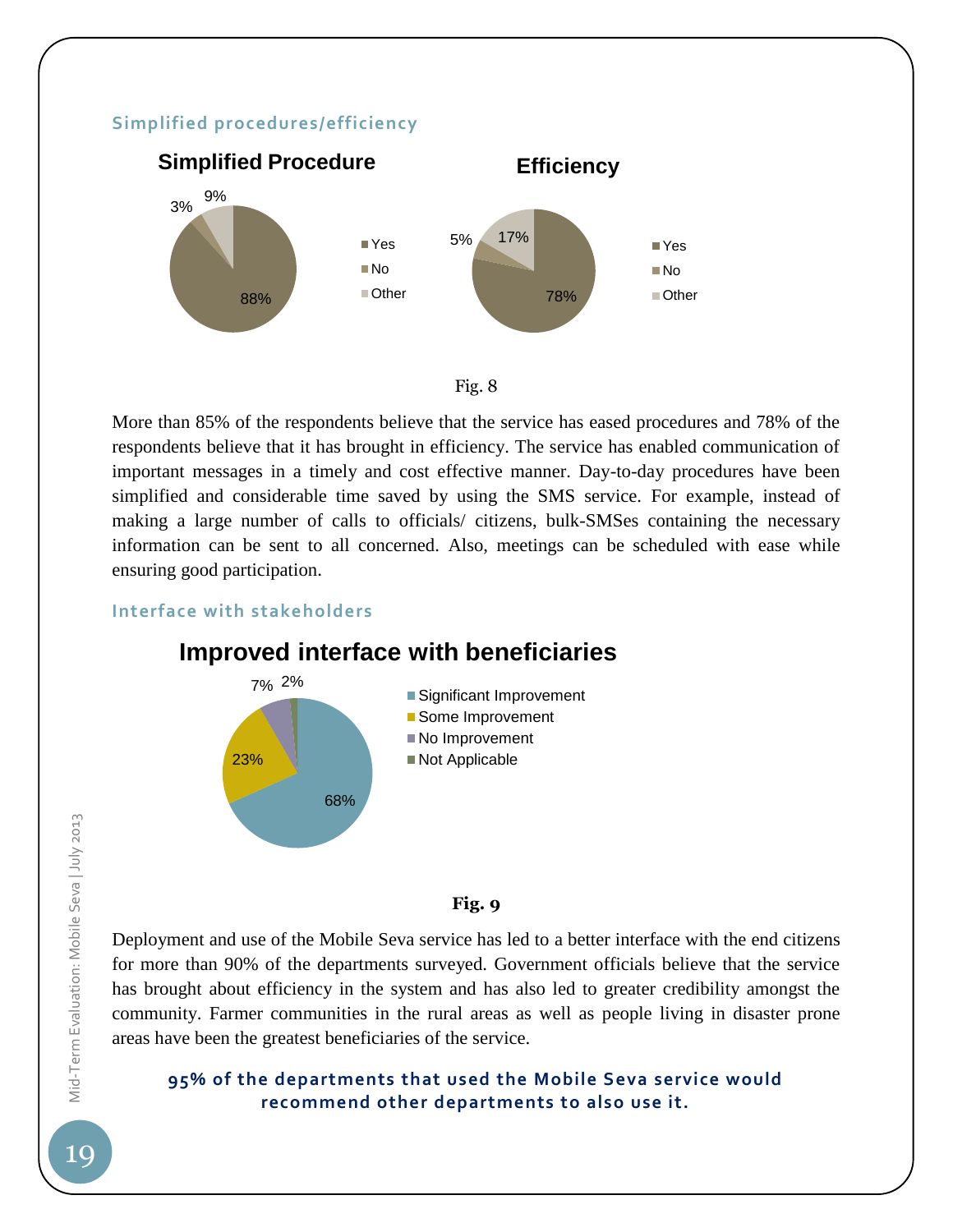### Simplified procedures/efficiency

**Simplified Procedure**

- Yes: 88%
- No: 3%
- Other: 9%

**Efficiency**

- Yes: 78%
- No: 5%
- Other: 17%

Fig. 8

More than 85% of the respondents believe that the service has eased procedures and 78% of the respondents believe that it has brought in efficiency. The service has enabled communication of important messages in a timely and cost effective manner. Day-to-day procedures have been simplified and considerable time saved by using the SMS service. For example, instead of making a large number of calls to officials/ citizens, bulk-SMSes containing the necessary information can be sent to all concerned. Also, meetings can be scheduled with ease while ensuring good participation.

### Interface with stakeholders

**Improved interface with beneficiaries**

- Significant Improvement: 68%
- Some Improvement: 23%
- No Improvement: 7%
- Not Applicable: 2%

**Fig. 9**

Deployment and use of the Mobile Seva service has led to a better interface with the end citizens for more than 90% of the departments surveyed. Government officials believe that the service has brought about efficiency in the system and has also led to greater credibility amongst the community. Farmer communities in the rural areas as well as people living in disaster prone areas have been the greatest beneficiaries of the service.

**95% of the departments that used the Mobile Seva service would recommend other departments to also use it.**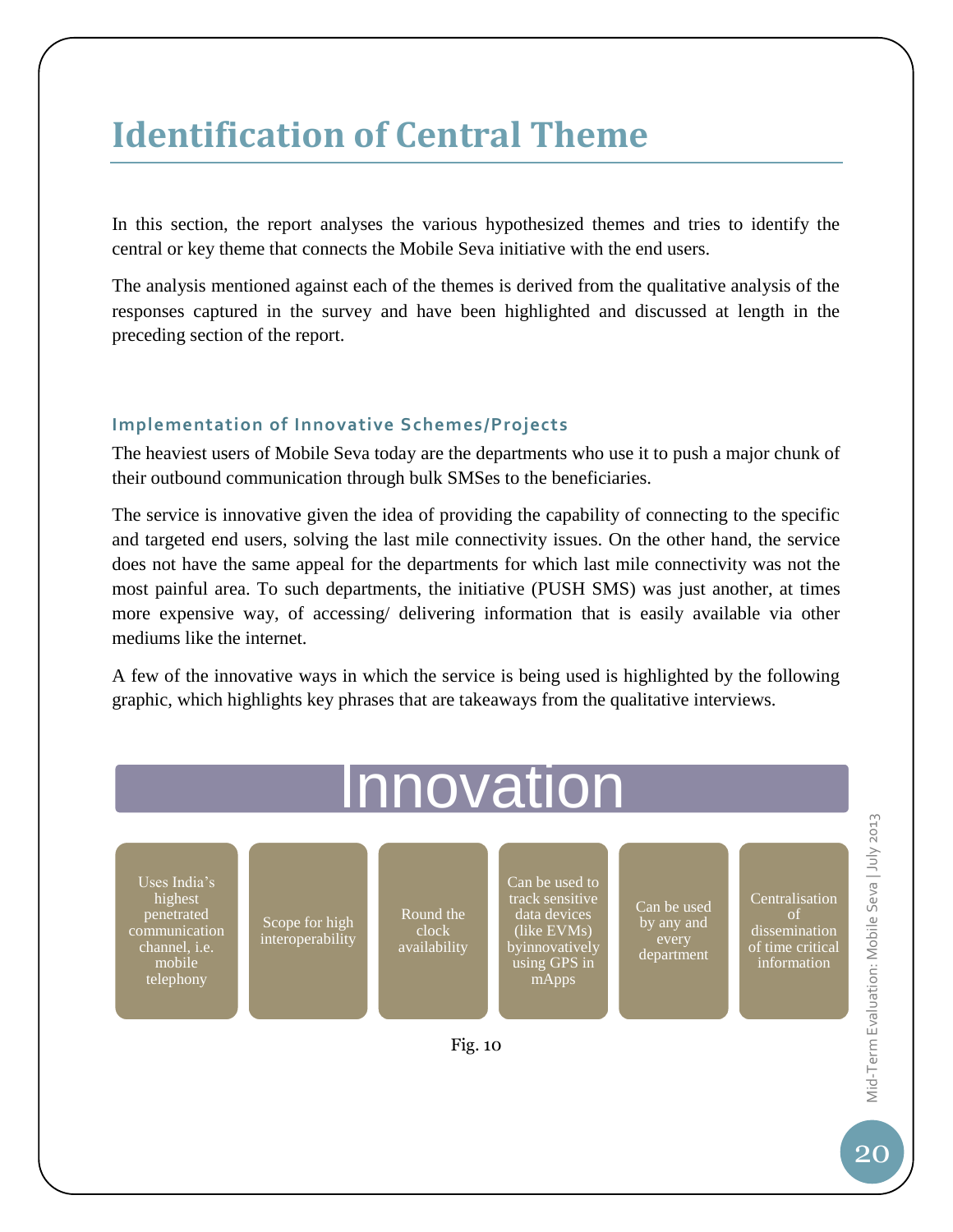# Identification of Central Theme

In this section, the report analyses the various hypothesized themes and tries to identify the central or key theme that connects the Mobile Seva initiative with the end users.

The analysis mentioned against each of the themes is derived from the qualitative analysis of the responses captured in the survey and have been highlighted and discussed at length in the preceding section of the report.

### Implementation of Innovative Schemes/Projects

The heaviest users of Mobile Seva today are the departments who use it to push a major chunk of their outbound communication through bulk SMSes to the beneficiaries.

The service is innovative given the idea of providing the capability of connecting to the specific and targeted end users, solving the last mile connectivity issues. On the other hand, the service does not have the same appeal for the departments for which last mile connectivity was not the most painful area. To such departments, the initiative (PUSH SMS) was just another, at times more expensive way, of accessing/ delivering information that is easily available via other mediums like the internet.

A few of the innovative ways in which the service is being used is highlighted by the following graphic, which highlights key phrases that are takeaways from the qualitative interviews.

**Innovation**

- Uses India's highest penetrated communication channel, i.e. mobile telephony
- Scope for high interoperability
- Round the clock availability
- Can be used to track sensitive data devices (like EVMs) byinnovatively using GPS in mApps
- Can be used by any and every department
- Centralisation of dissemination of time critical information

Fig. 10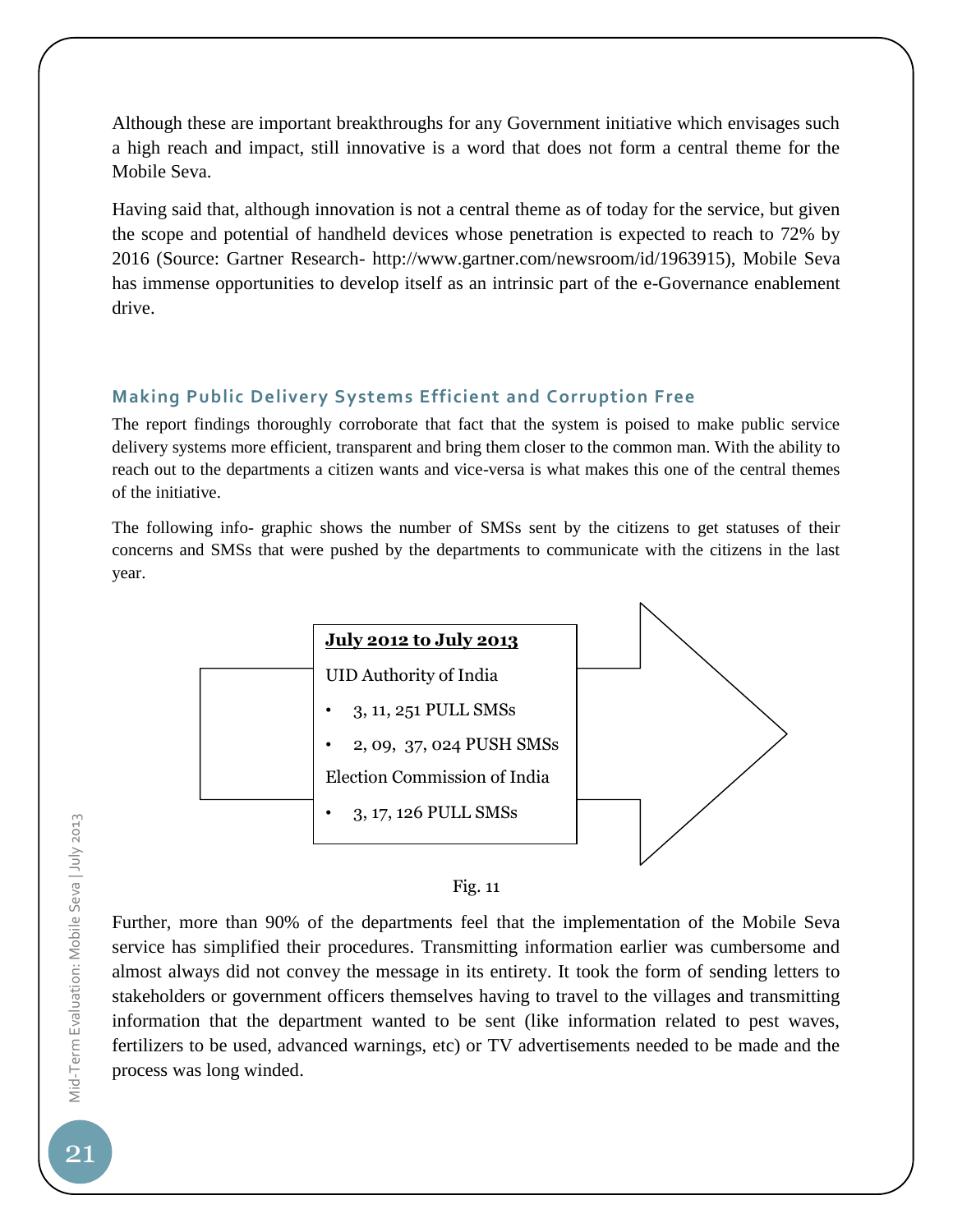Although these are important breakthroughs for any Government initiative which envisages such a high reach and impact, still innovative is a word that does not form a central theme for the Mobile Seva.

Having said that, although innovation is not a central theme as of today for the service, but given the scope and potential of handheld devices whose penetration is expected to reach to 72% by 2016 (Source: Gartner Research- http://www.gartner.com/newsroom/id/1963915), Mobile Seva has immense opportunities to develop itself as an intrinsic part of the e-Governance enablement drive.

## Making Public Delivery Systems Efficient and Corruption Free

The report findings thoroughly corroborate that fact that the system is poised to make public service delivery systems more efficient, transparent and bring them closer to the common man. With the ability to reach out to the departments a citizen wants and vice-versa is what makes this one of the central themes of the initiative.

The following info- graphic shows the number of SMSs sent by the citizens to get statuses of their concerns and SMSs that were pushed by the departments to communicate with the citizens in the last year.

**July 2012 to July 2013**

UID Authority of India

- 3, 11, 251 PULL SMSs
- 2, 09, 37, 024 PUSH SMSs

Election Commission of India

- 3, 17, 126 PULL SMSs

Fig. 11

Further, more than 90% of the departments feel that the implementation of the Mobile Seva service has simplified their procedures. Transmitting information earlier was cumbersome and almost always did not convey the message in its entirety. It took the form of sending letters to stakeholders or government officers themselves having to travel to the villages and transmitting information that the department wanted to be sent (like information related to pest waves, fertilizers to be used, advanced warnings, etc) or TV advertisements needed to be made and the process was long winded.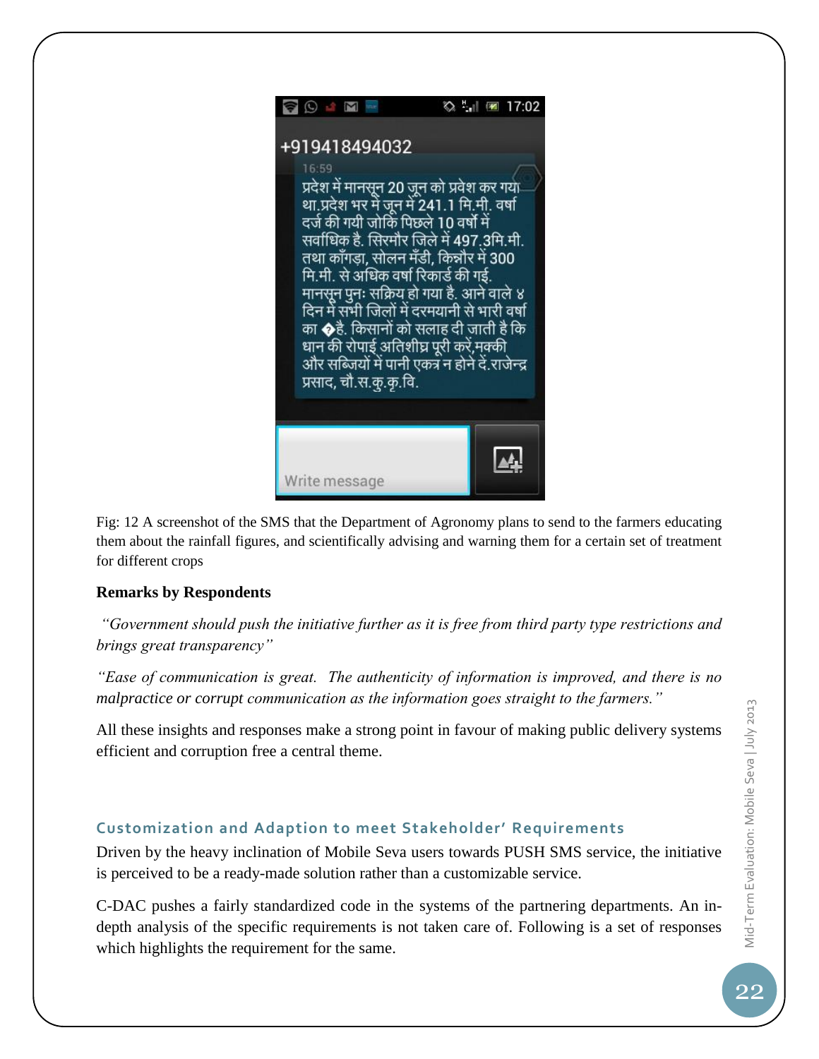+919418494032

16:59

प्रदेश में मानसून 20 जून को प्रवेश कर गया था.प्रदेश भर में जून में 241.1 मि.मी. वर्षा दर्ज की गयी जोकि पिछले 10 वर्षों में सर्वाधिक है. सिरमौर जिले में 497.3मि.मी. तथा काँगड़ा, सोलन मँडी, किन्नौर में 300 मि.मी. से अधिक वर्षा रिकार्ड की गई. मानसून पुनः सक्रिय हो गया है. आने वाले ४ दिन में सभी जिलों में दरमयानी से भारी वर्षा का �है. किसानों को सलाह दी जाती है कि धान की रोपाई अतिशीघ्र पूरी करें,मक्की और सब्जियों में पानी एकत्र न होने दें.राजेन्द्र प्रसाद, चौ.स.कु.कृ.वि.

Fig: 12 A screenshot of the SMS that the Department of Agronomy plans to send to the farmers educating them about the rainfall figures, and scientifically advising and warning them for a certain set of treatment for different crops

**Remarks by Respondents**

*"Government should push the initiative further as it is free from third party type restrictions and brings great transparency"*

*"Ease of communication is great. The authenticity of information is improved, and there is no malpractice or corrupt communication as the information goes straight to the farmers."*

All these insights and responses make a strong point in favour of making public delivery systems efficient and corruption free a central theme.

## Customization and Adaption to meet Stakeholder' Requirements

Driven by the heavy inclination of Mobile Seva users towards PUSH SMS service, the initiative is perceived to be a ready-made solution rather than a customizable service.

C-DAC pushes a fairly standardized code in the systems of the partnering departments. An in-depth analysis of the specific requirements is not taken care of. Following is a set of responses which highlights the requirement for the same.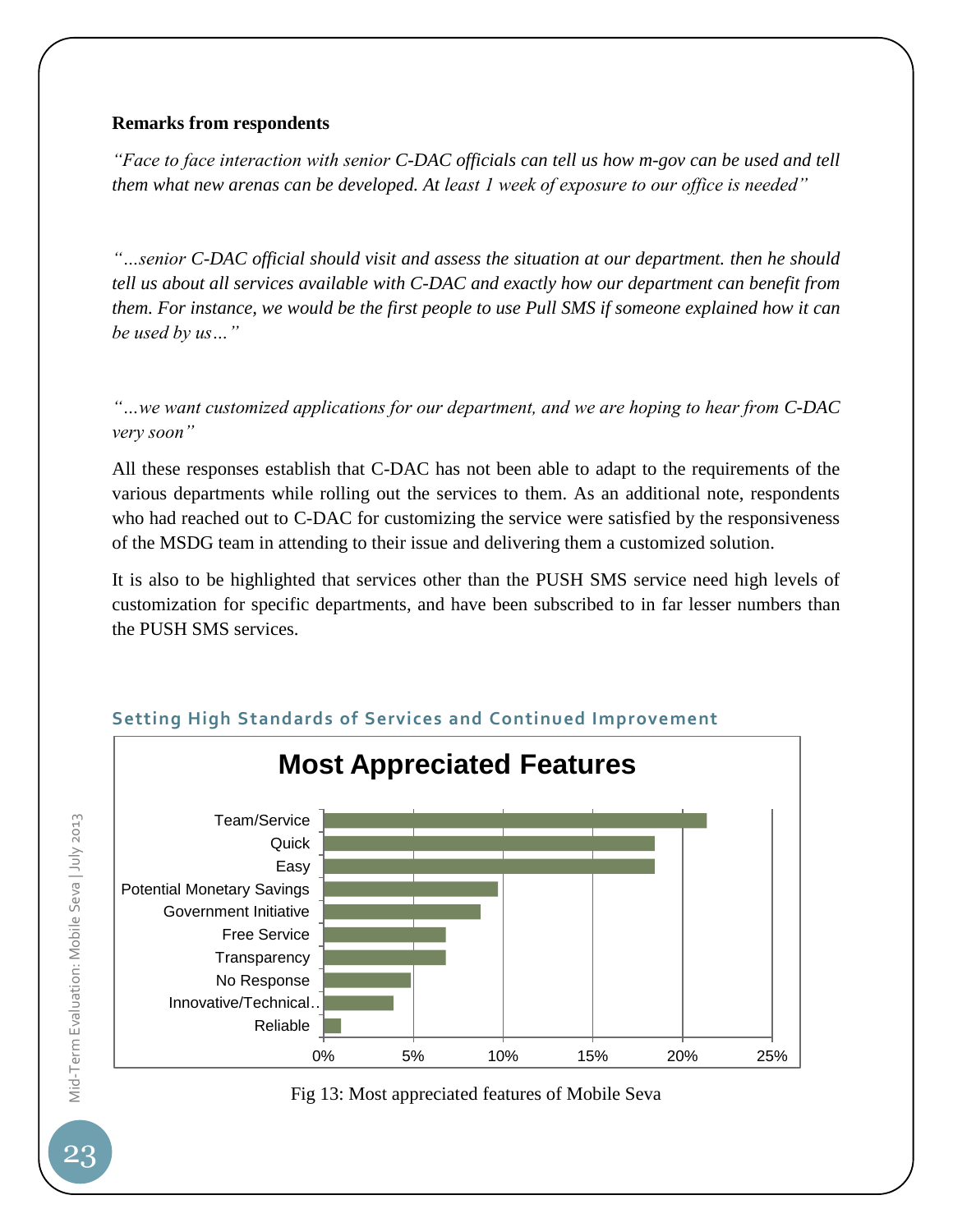**Remarks from respondents**

*"Face to face interaction with senior C-DAC officials can tell us how m-gov can be used and tell them what new arenas can be developed. At least 1 week of exposure to our office is needed"*

*"…senior C-DAC official should visit and assess the situation at our department. then he should tell us about all services available with C-DAC and exactly how our department can benefit from them. For instance, we would be the first people to use Pull SMS if someone explained how it can be used by us…"*

*"…we want customized applications for our department, and we are hoping to hear from C-DAC very soon"*

All these responses establish that C-DAC has not been able to adapt to the requirements of the various departments while rolling out the services to them. As an additional note, respondents who had reached out to C-DAC for customizing the service were satisfied by the responsiveness of the MSDG team in attending to their issue and delivering them a customized solution.

It is also to be highlighted that services other than the PUSH SMS service need high levels of customization for specific departments, and have been subscribed to in far lesser numbers than the PUSH SMS services.

## Setting High Standards of Services and Continued Improvement

**Most Appreciated Features**

| Feature | Percentage (approx.) |
| --- | --- |
| Team/Service | ~21% |
| Quick | ~18.5% |
| Easy | ~18.5% |
| Potential Monetary Savings | ~9.7% |
| Government Initiative | ~8.7% |
| Free Service | ~6.8% |
| Transparency | ~6.8% |
| No Response | ~4.9% |
| Innovative/Technical… | ~3.9% |
| Reliable | ~1% |

Fig 13: Most appreciated features of Mobile Seva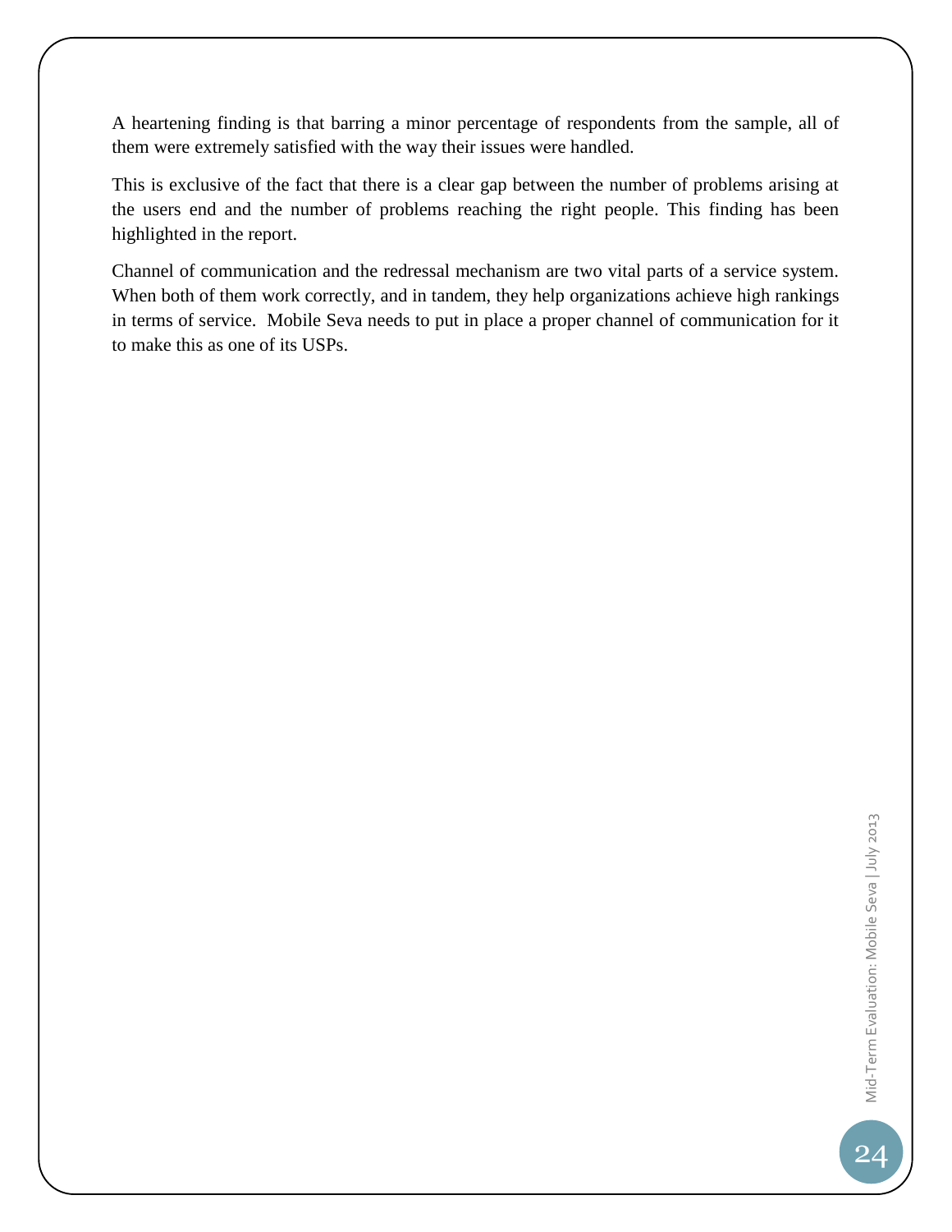A heartening finding is that barring a minor percentage of respondents from the sample, all of them were extremely satisfied with the way their issues were handled.

This is exclusive of the fact that there is a clear gap between the number of problems arising at the users end and the number of problems reaching the right people. This finding has been highlighted in the report.

Channel of communication and the redressal mechanism are two vital parts of a service system. When both of them work correctly, and in tandem, they help organizations achieve high rankings in terms of service.  Mobile Seva needs to put in place a proper channel of communication for it to make this as one of its USPs.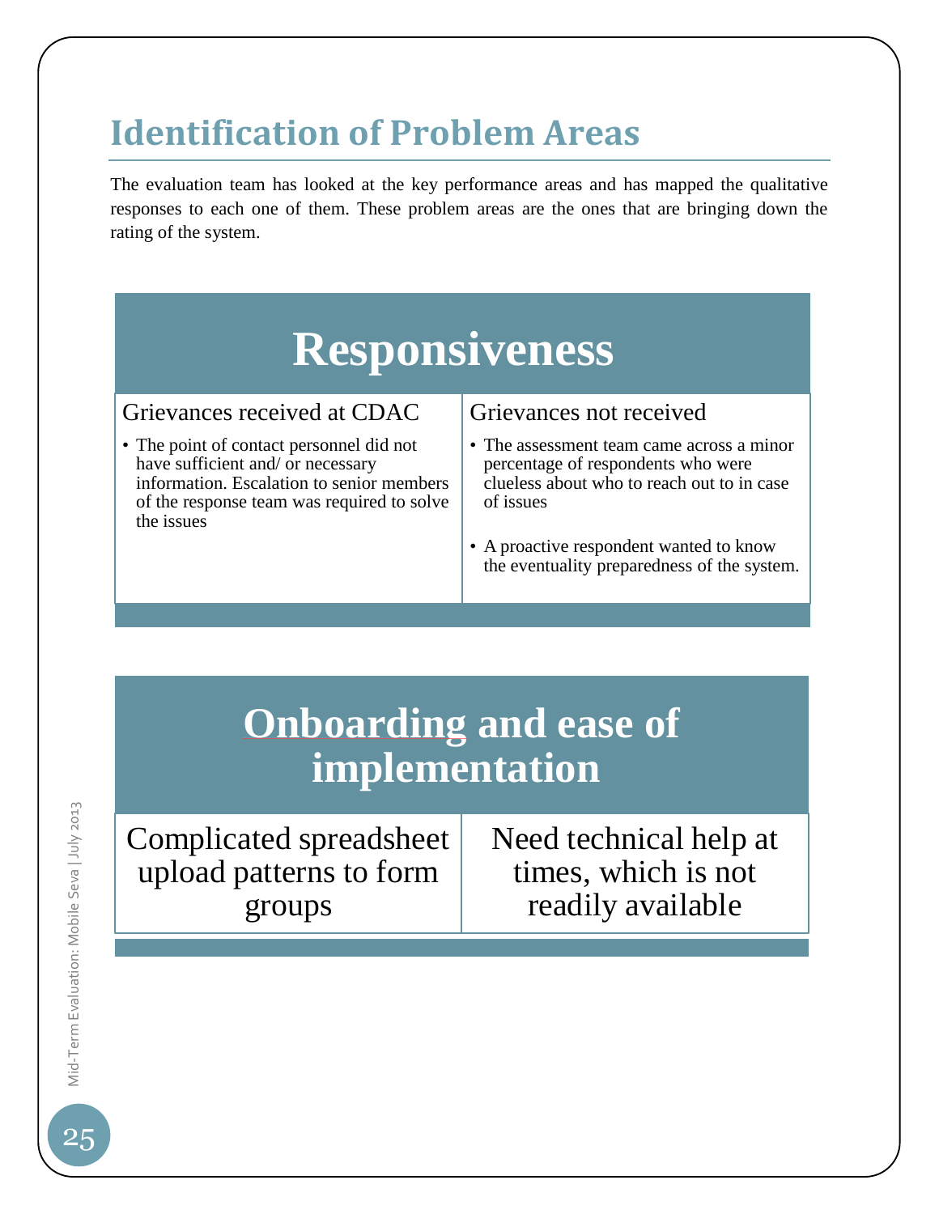# Identification of Problem Areas

The evaluation team has looked at the key performance areas and has mapped the qualitative responses to each one of them. These problem areas are the ones that are bringing down the rating of the system.

## Responsiveness

| Grievances received at CDAC | Grievances not received |
|---|---|
| • The point of contact personnel did not have sufficient and/ or necessary information. Escalation to senior members of the response team was required to solve the issues | • The assessment team came across a minor percentage of respondents who were clueless about who to reach out to in case of issues<br><br>• A proactive respondent wanted to know the eventuality preparedness of the system. |

## Onboarding and ease of implementation

| Complicated spreadsheet upload patterns to form groups | Need technical help at times, which is not readily available |
|---|---|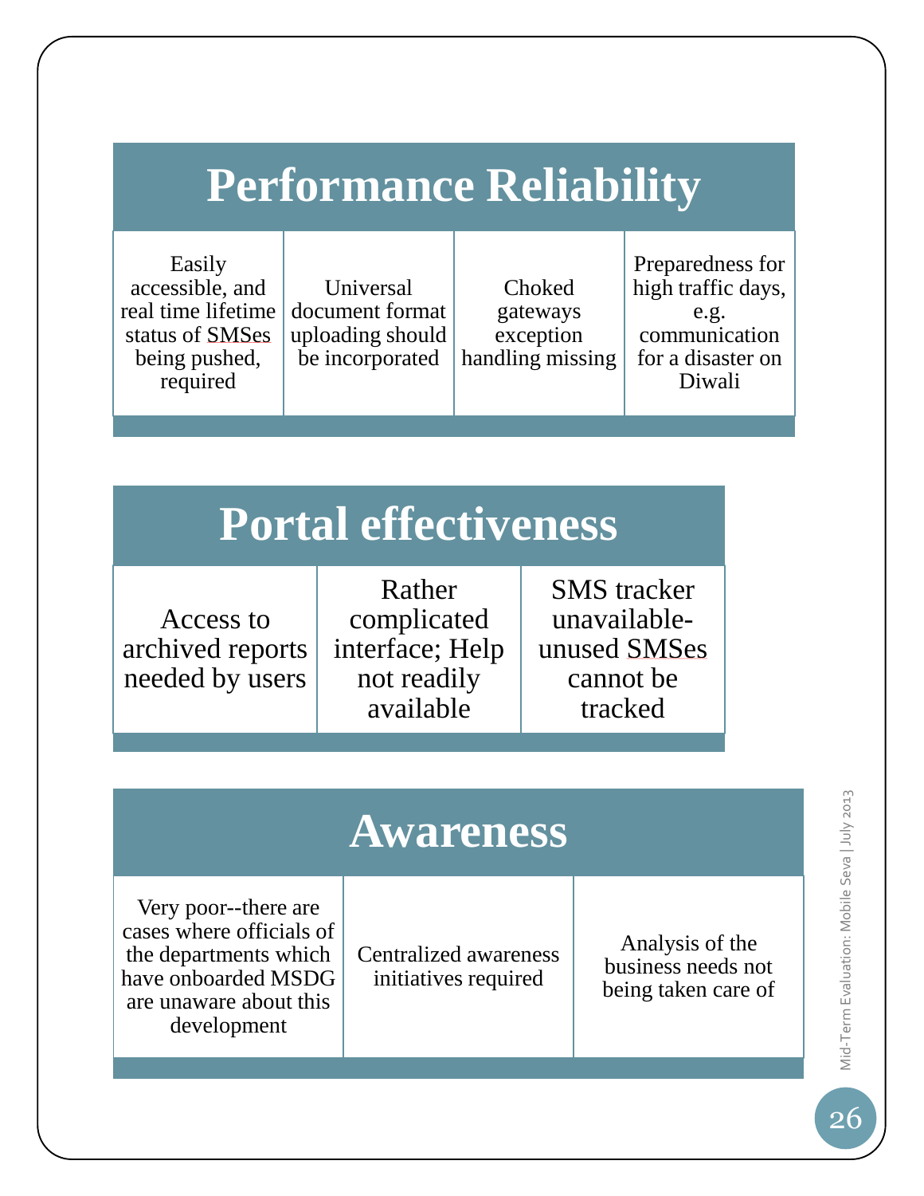## Performance Reliability

- Easily accessible, and real time lifetime status of SMSes being pushed, required
- Universal document format uploading should be incorporated
- Choked gateways exception handling missing
- Preparedness for high traffic days, e.g. communication for a disaster on Diwali

## Portal effectiveness

- Access to archived reports needed by users
- Rather complicated interface; Help not readily available
- SMS tracker unavailable-unused SMSes cannot be tracked

## Awareness

- Very poor--there are cases where officials of the departments which have onboarded MSDG are unaware about this development
- Centralized awareness initiatives required
- Analysis of the business needs not being taken care of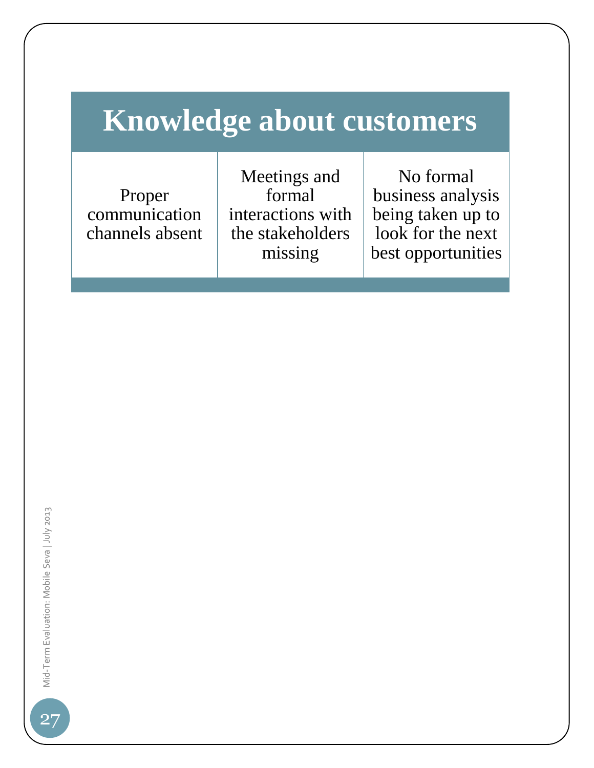# Knowledge about customers

| Proper communication channels absent | Meetings and formal interactions with the stakeholders missing | No formal business analysis being taken up to look for the next best opportunities |
|---|---|---|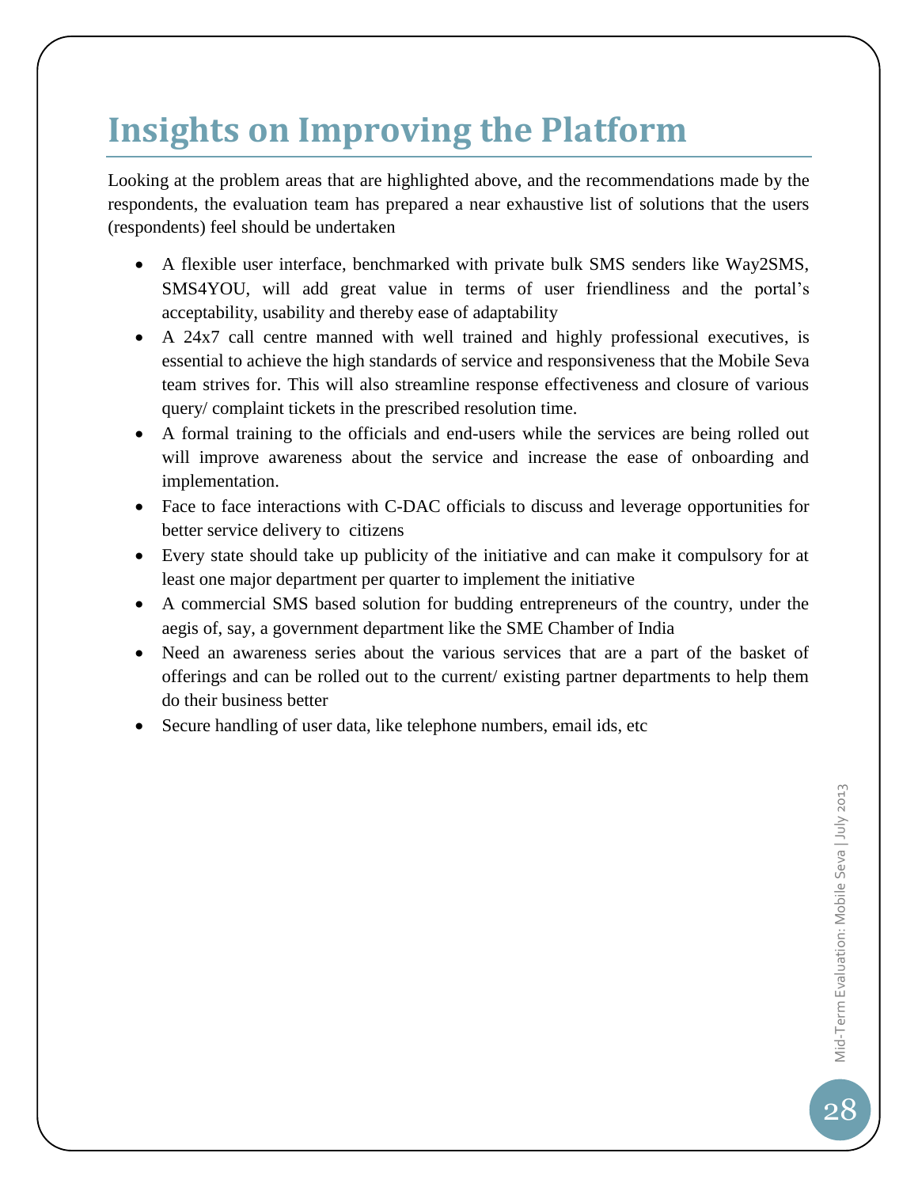# Insights on Improving the Platform

Looking at the problem areas that are highlighted above, and the recommendations made by the respondents, the evaluation team has prepared a near exhaustive list of solutions that the users (respondents) feel should be undertaken

- A flexible user interface, benchmarked with private bulk SMS senders like Way2SMS, SMS4YOU, will add great value in terms of user friendliness and the portal's acceptability, usability and thereby ease of adaptability
- A 24x7 call centre manned with well trained and highly professional executives, is essential to achieve the high standards of service and responsiveness that the Mobile Seva team strives for. This will also streamline response effectiveness and closure of various query/ complaint tickets in the prescribed resolution time.
- A formal training to the officials and end-users while the services are being rolled out will improve awareness about the service and increase the ease of onboarding and implementation.
- Face to face interactions with C-DAC officials to discuss and leverage opportunities for better service delivery to citizens
- Every state should take up publicity of the initiative and can make it compulsory for at least one major department per quarter to implement the initiative
- A commercial SMS based solution for budding entrepreneurs of the country, under the aegis of, say, a government department like the SME Chamber of India
- Need an awareness series about the various services that are a part of the basket of offerings and can be rolled out to the current/ existing partner departments to help them do their business better
- Secure handling of user data, like telephone numbers, email ids, etc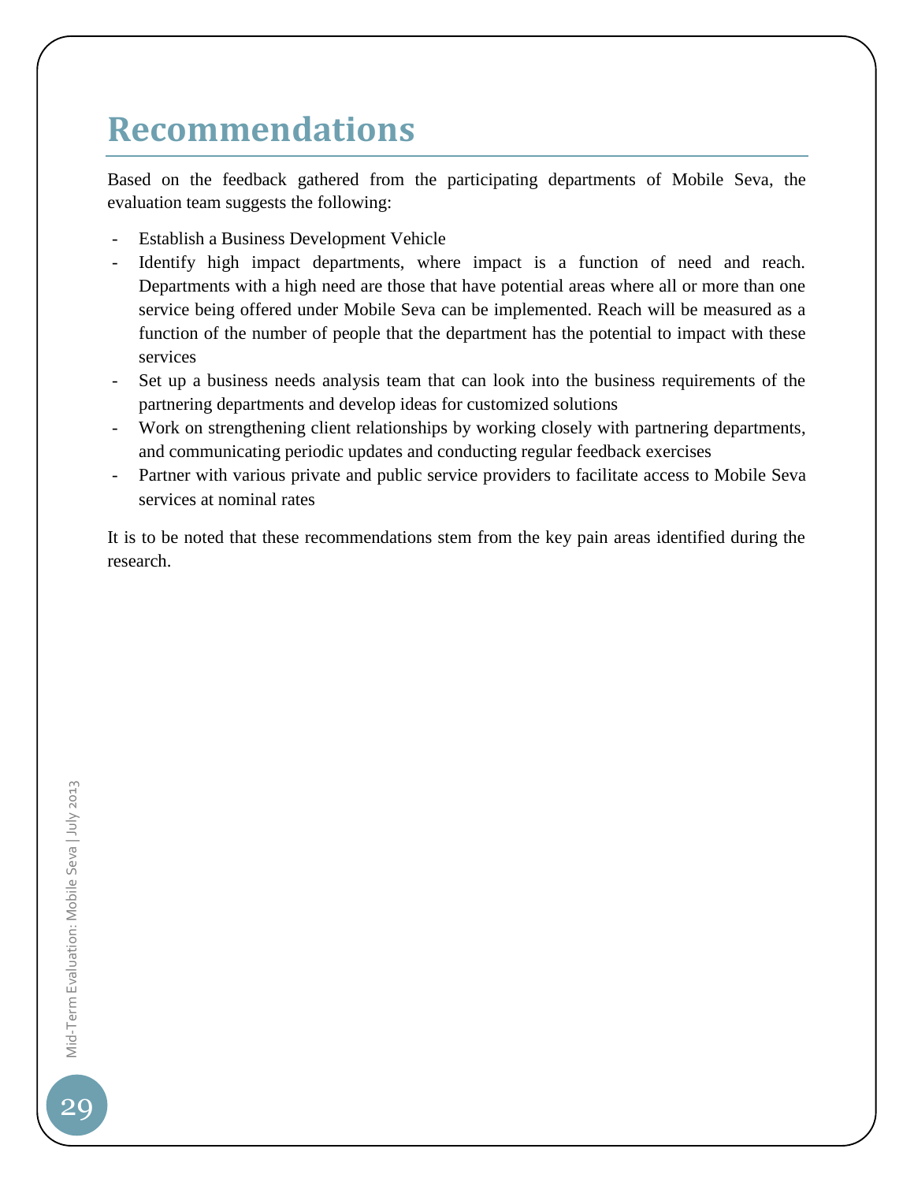# Recommendations

Based on the feedback gathered from the participating departments of Mobile Seva, the evaluation team suggests the following:

- Establish a Business Development Vehicle
- Identify high impact departments, where impact is a function of need and reach. Departments with a high need are those that have potential areas where all or more than one service being offered under Mobile Seva can be implemented. Reach will be measured as a function of the number of people that the department has the potential to impact with these services
- Set up a business needs analysis team that can look into the business requirements of the partnering departments and develop ideas for customized solutions
- Work on strengthening client relationships by working closely with partnering departments, and communicating periodic updates and conducting regular feedback exercises
- Partner with various private and public service providers to facilitate access to Mobile Seva services at nominal rates

It is to be noted that these recommendations stem from the key pain areas identified during the research.